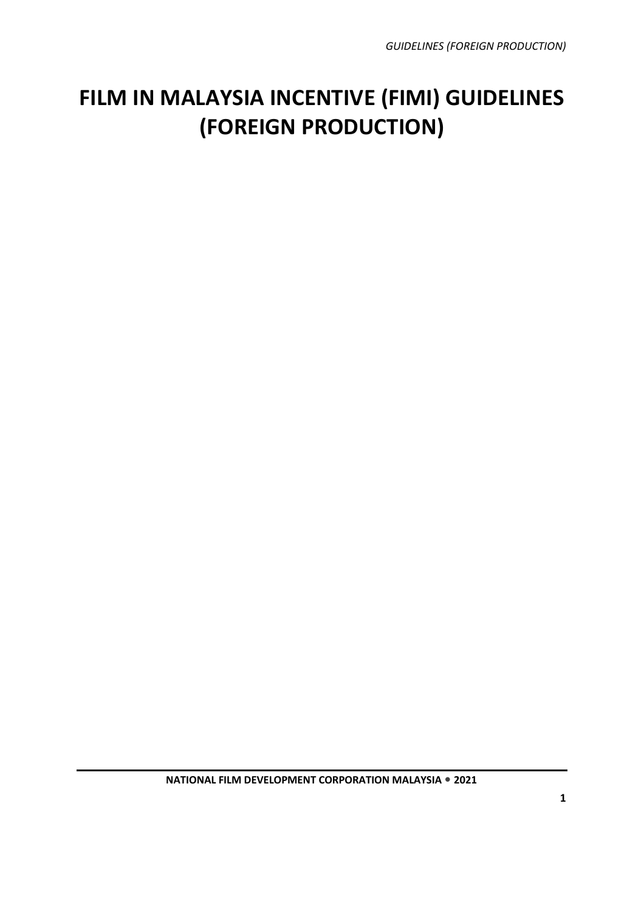# FILM IN MALAYSIA INCENTIVE (FIMI) GUIDELINES (FOREIGN PRODUCTION)

**NATIONAL FILM DEVELOPMENT CORPORATION MALAYSIA • 2021**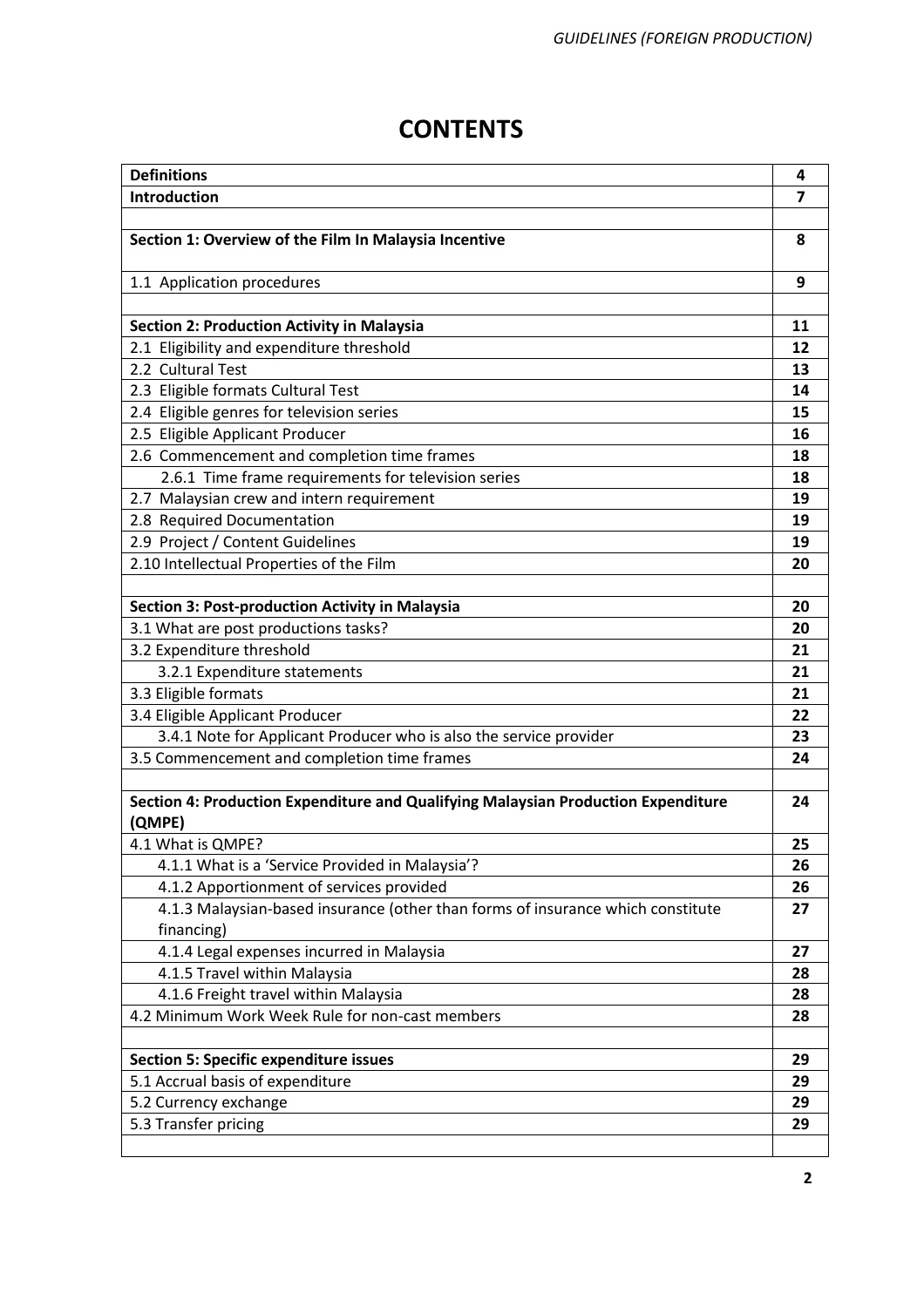# CONTENTS

| | |
|---|---|
| **Definitions** | **4** |
| **Introduction** | **7** |
| | |
| **Section 1: Overview of the Film In Malaysia Incentive** | **8** |
| 1.1 Application procedures | **9** |
| | |
| **Section 2: Production Activity in Malaysia** | **11** |
| 2.1 Eligibility and expenditure threshold | **12** |
| 2.2 Cultural Test | **13** |
| 2.3 Eligible formats Cultural Test | **14** |
| 2.4 Eligible genres for television series | **15** |
| 2.5 Eligible Applicant Producer | **16** |
| 2.6 Commencement and completion time frames | **18** |
| 2.6.1 Time frame requirements for television series | **18** |
| 2.7 Malaysian crew and intern requirement | **19** |
| 2.8 Required Documentation | **19** |
| 2.9 Project / Content Guidelines | **19** |
| 2.10 Intellectual Properties of the Film | **20** |
| | |
| **Section 3: Post-production Activity in Malaysia** | **20** |
| 3.1 What are post productions tasks? | **20** |
| 3.2 Expenditure threshold | **21** |
| 3.2.1 Expenditure statements | **21** |
| 3.3 Eligible formats | **21** |
| 3.4 Eligible Applicant Producer | **22** |
| 3.4.1 Note for Applicant Producer who is also the service provider | **23** |
| 3.5 Commencement and completion time frames | **24** |
| | |
| **Section 4: Production Expenditure and Qualifying Malaysian Production Expenditure (QMPE)** | **24** |
| 4.1 What is QMPE? | **25** |
| 4.1.1 What is a 'Service Provided in Malaysia'? | **26** |
| 4.1.2 Apportionment of services provided | **26** |
| 4.1.3 Malaysian-based insurance (other than forms of insurance which constitute financing) | **27** |
| 4.1.4 Legal expenses incurred in Malaysia | **27** |
| 4.1.5 Travel within Malaysia | **28** |
| 4.1.6 Freight travel within Malaysia | **28** |
| 4.2 Minimum Work Week Rule for non-cast members | **28** |
| | |
| **Section 5: Specific expenditure issues** | **29** |
| 5.1 Accrual basis of expenditure | **29** |
| 5.2 Currency exchange | **29** |
| 5.3 Transfer pricing | **29** |
| | |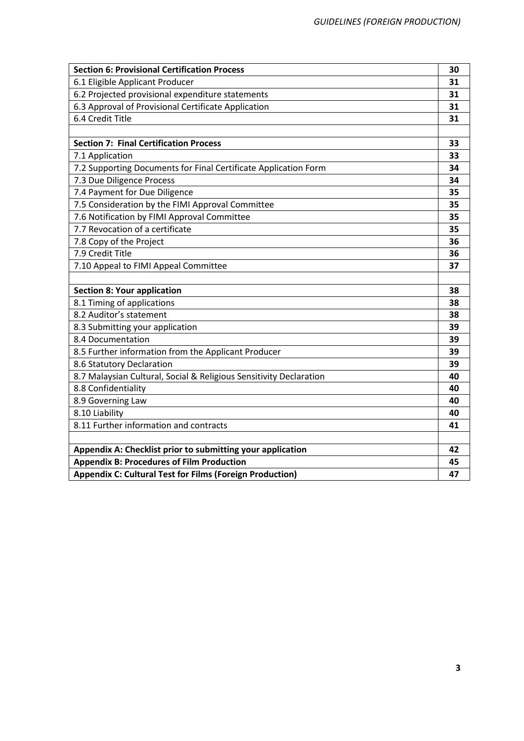| **Section 6: Provisional Certification Process** | **30** |
| --- | --- |
| 6.1 Eligible Applicant Producer | **31** |
| 6.2 Projected provisional expenditure statements | **31** |
| 6.3 Approval of Provisional Certificate Application | **31** |
| 6.4 Credit Title | **31** |
| | |
| **Section 7: Final Certification Process** | **33** |
| 7.1 Application | **33** |
| 7.2 Supporting Documents for Final Certificate Application Form | **34** |
| 7.3 Due Diligence Process | **34** |
| 7.4 Payment for Due Diligence | **35** |
| 7.5 Consideration by the FIMI Approval Committee | **35** |
| 7.6 Notification by FIMI Approval Committee | **35** |
| 7.7 Revocation of a certificate | **35** |
| 7.8 Copy of the Project | **36** |
| 7.9 Credit Title | **36** |
| 7.10 Appeal to FIMI Appeal Committee | **37** |
| | |
| **Section 8: Your application** | **38** |
| 8.1 Timing of applications | **38** |
| 8.2 Auditor's statement | **38** |
| 8.3 Submitting your application | **39** |
| 8.4 Documentation | **39** |
| 8.5 Further information from the Applicant Producer | **39** |
| 8.6 Statutory Declaration | **39** |
| 8.7 Malaysian Cultural, Social & Religious Sensitivity Declaration | **40** |
| 8.8 Confidentiality | **40** |
| 8.9 Governing Law | **40** |
| 8.10 Liability | **40** |
| 8.11 Further information and contracts | **41** |
| | |
| **Appendix A: Checklist prior to submitting your application** | **42** |
| **Appendix B: Procedures of Film Production** | **45** |
| **Appendix C: Cultural Test for Films (Foreign Production)** | **47** |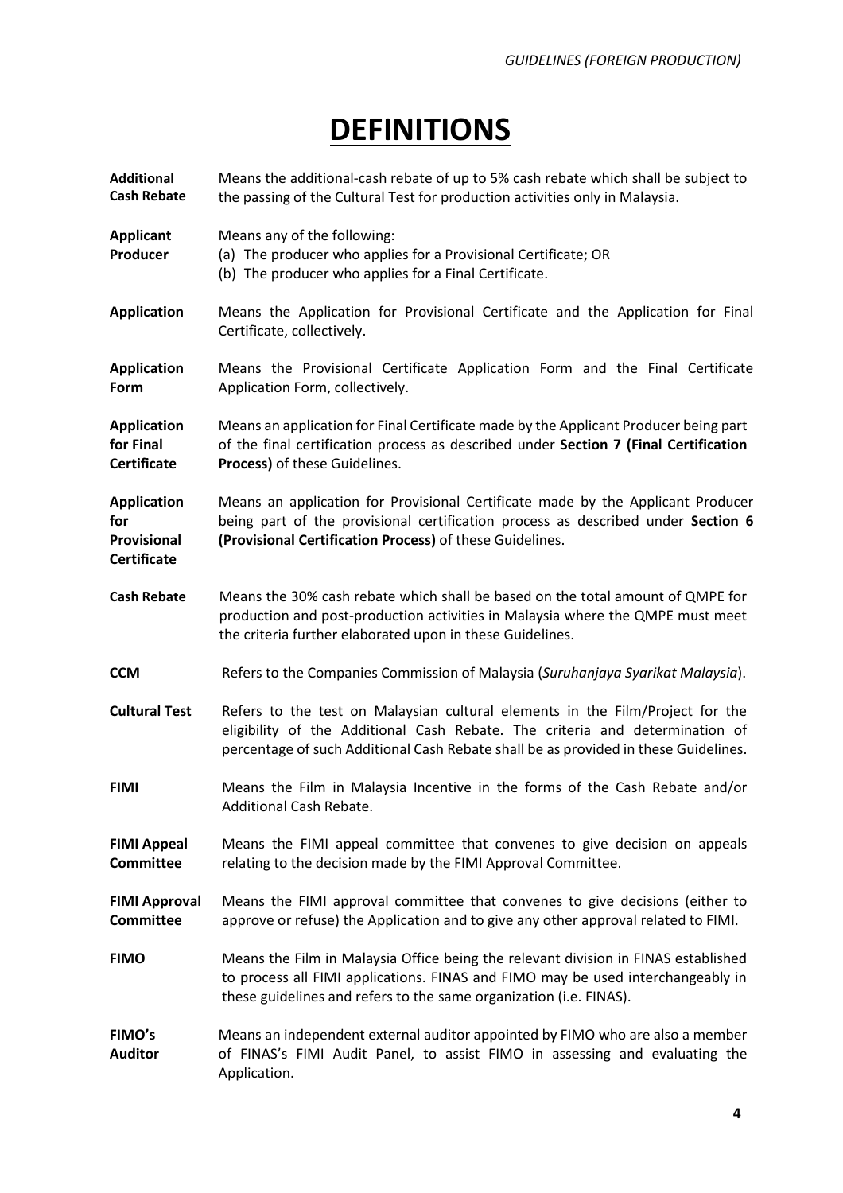# DEFINITIONS

**Additional Cash Rebate** Means the additional-cash rebate of up to 5% cash rebate which shall be subject to the passing of the Cultural Test for production activities only in Malaysia.

**Applicant Producer** Means any of the following:
(a) The producer who applies for a Provisional Certificate; OR
(b) The producer who applies for a Final Certificate.

**Application** Means the Application for Provisional Certificate and the Application for Final Certificate, collectively.

**Application Form** Means the Provisional Certificate Application Form and the Final Certificate Application Form, collectively.

**Application for Final Certificate** Means an application for Final Certificate made by the Applicant Producer being part of the final certification process as described under **Section 7 (Final Certification Process)** of these Guidelines.

**Application for Provisional Certificate** Means an application for Provisional Certificate made by the Applicant Producer being part of the provisional certification process as described under **Section 6 (Provisional Certification Process)** of these Guidelines.

**Cash Rebate** Means the 30% cash rebate which shall be based on the total amount of QMPE for production and post-production activities in Malaysia where the QMPE must meet the criteria further elaborated upon in these Guidelines.

**CCM** Refers to the Companies Commission of Malaysia (*Suruhanjaya Syarikat Malaysia*).

**Cultural Test** Refers to the test on Malaysian cultural elements in the Film/Project for the eligibility of the Additional Cash Rebate. The criteria and determination of percentage of such Additional Cash Rebate shall be as provided in these Guidelines.

**FIMI** Means the Film in Malaysia Incentive in the forms of the Cash Rebate and/or Additional Cash Rebate.

**FIMI Appeal Committee** Means the FIMI appeal committee that convenes to give decision on appeals relating to the decision made by the FIMI Approval Committee.

**FIMI Approval Committee** Means the FIMI approval committee that convenes to give decisions (either to approve or refuse) the Application and to give any other approval related to FIMI.

**FIMO** Means the Film in Malaysia Office being the relevant division in FINAS established to process all FIMI applications. FINAS and FIMO may be used interchangeably in these guidelines and refers to the same organization (i.e. FINAS).

**FIMO's Auditor** Means an independent external auditor appointed by FIMO who are also a member of FINAS's FIMI Audit Panel, to assist FIMO in assessing and evaluating the Application.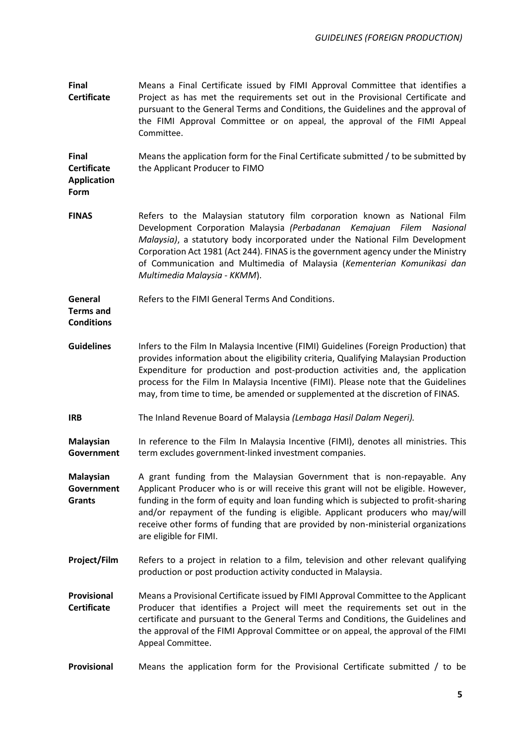**Final Certificate** Means a Final Certificate issued by FIMI Approval Committee that identifies a Project as has met the requirements set out in the Provisional Certificate and pursuant to the General Terms and Conditions, the Guidelines and the approval of the FIMI Approval Committee or on appeal, the approval of the FIMI Appeal Committee.

**Final Certificate Application Form** Means the application form for the Final Certificate submitted / to be submitted by the Applicant Producer to FIMO

**FINAS** Refers to the Malaysian statutory film corporation known as National Film Development Corporation Malaysia *(Perbadanan Kemajuan Filem Nasional Malaysia)*, a statutory body incorporated under the National Film Development Corporation Act 1981 (Act 244). FINAS is the government agency under the Ministry of Communication and Multimedia of Malaysia (*Kementerian Komunikasi dan Multimedia Malaysia - KKMM*).

**General Terms and Conditions** Refers to the FIMI General Terms And Conditions.

**Guidelines** Infers to the Film In Malaysia Incentive (FIMI) Guidelines (Foreign Production) that provides information about the eligibility criteria, Qualifying Malaysian Production Expenditure for production and post-production activities and, the application process for the Film In Malaysia Incentive (FIMI). Please note that the Guidelines may, from time to time, be amended or supplemented at the discretion of FINAS.

**IRB** The Inland Revenue Board of Malaysia *(Lembaga Hasil Dalam Negeri).*

**Malaysian Government** In reference to the Film In Malaysia Incentive (FIMI), denotes all ministries. This term excludes government-linked investment companies.

**Malaysian Government Grants** A grant funding from the Malaysian Government that is non-repayable. Any Applicant Producer who is or will receive this grant will not be eligible. However, funding in the form of equity and loan funding which is subjected to profit-sharing and/or repayment of the funding is eligible. Applicant producers who may/will receive other forms of funding that are provided by non-ministerial organizations are eligible for FIMI.

**Project/Film** Refers to a project in relation to a film, television and other relevant qualifying production or post production activity conducted in Malaysia.

**Provisional Certificate** Means a Provisional Certificate issued by FIMI Approval Committee to the Applicant Producer that identifies a Project will meet the requirements set out in the certificate and pursuant to the General Terms and Conditions, the Guidelines and the approval of the FIMI Approval Committee or on appeal, the approval of the FIMI Appeal Committee.

**Provisional** Means the application form for the Provisional Certificate submitted / to be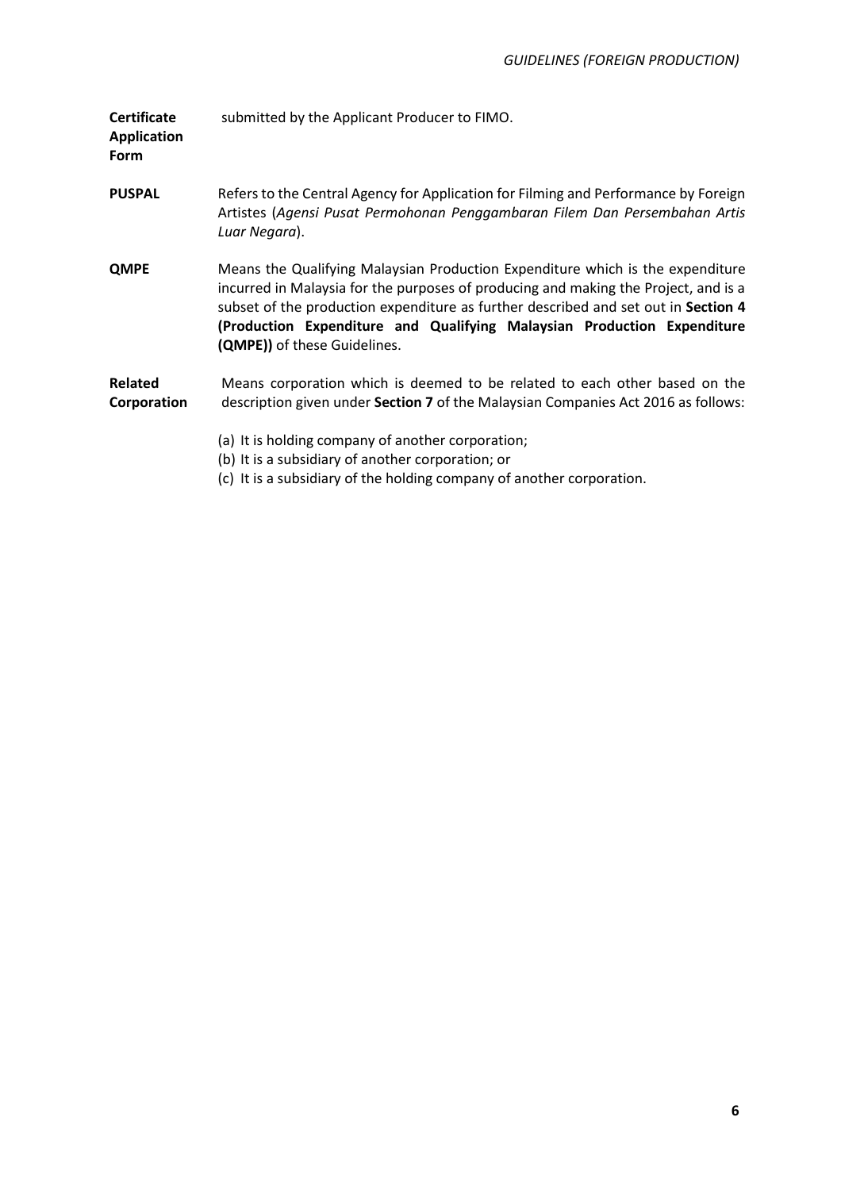| | |
|---|---|
| **Certificate Application Form** | submitted by the Applicant Producer to FIMO. |
| **PUSPAL** | Refers to the Central Agency for Application for Filming and Performance by Foreign Artistes (*Agensi Pusat Permohonan Penggambaran Filem Dan Persembahan Artis Luar Negara*). |
| **QMPE** | Means the Qualifying Malaysian Production Expenditure which is the expenditure incurred in Malaysia for the purposes of producing and making the Project, and is a subset of the production expenditure as further described and set out in **Section 4 (Production Expenditure and Qualifying Malaysian Production Expenditure (QMPE))** of these Guidelines. |
| **Related Corporation** | Means corporation which is deemed to be related to each other based on the description given under **Section 7** of the Malaysian Companies Act 2016 as follows:<br><br>(a) It is holding company of another corporation;<br>(b) It is a subsidiary of another corporation; or<br>(c) It is a subsidiary of the holding company of another corporation. |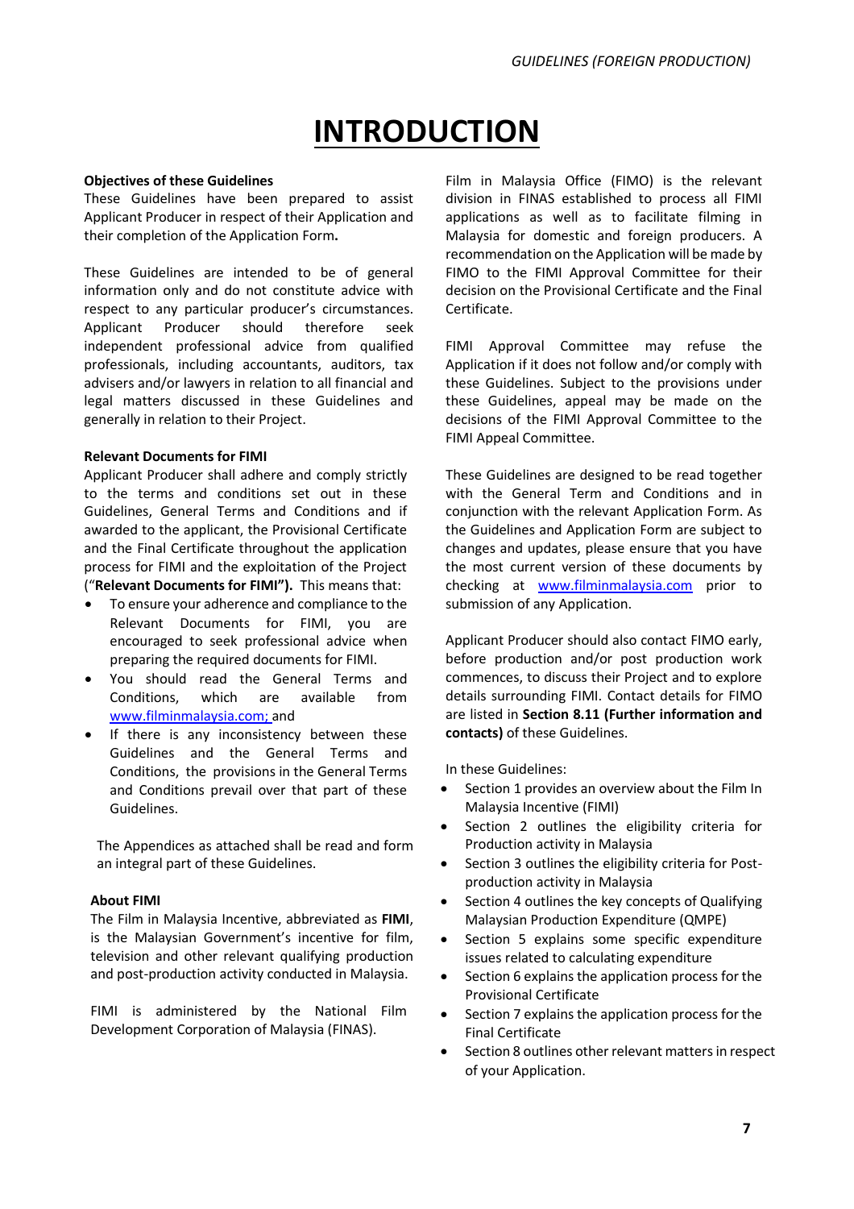# INTRODUCTION

**Objectives of these Guidelines**

These Guidelines have been prepared to assist Applicant Producer in respect of their Application and their completion of the Application Form**.**

These Guidelines are intended to be of general information only and do not constitute advice with respect to any particular producer's circumstances. Applicant Producer should therefore seek independent professional advice from qualified professionals, including accountants, auditors, tax advisers and/or lawyers in relation to all financial and legal matters discussed in these Guidelines and generally in relation to their Project.

**Relevant Documents for FIMI**

Applicant Producer shall adhere and comply strictly to the terms and conditions set out in these Guidelines, General Terms and Conditions and if awarded to the applicant, the Provisional Certificate and the Final Certificate throughout the application process for FIMI and the exploitation of the Project ("**Relevant Documents for FIMI").** This means that:

- To ensure your adherence and compliance to the Relevant Documents for FIMI, you are encouraged to seek professional advice when preparing the required documents for FIMI.
- You should read the General Terms and Conditions, which are available from www.filminmalaysia.com; and
- If there is any inconsistency between these Guidelines and the General Terms and Conditions, the provisions in the General Terms and Conditions prevail over that part of these Guidelines.

The Appendices as attached shall be read and form an integral part of these Guidelines.

**About FIMI**

The Film in Malaysia Incentive, abbreviated as **FIMI**, is the Malaysian Government's incentive for film, television and other relevant qualifying production and post-production activity conducted in Malaysia.

FIMI is administered by the National Film Development Corporation of Malaysia (FINAS).

Film in Malaysia Office (FIMO) is the relevant division in FINAS established to process all FIMI applications as well as to facilitate filming in Malaysia for domestic and foreign producers. A recommendation on the Application will be made by FIMO to the FIMI Approval Committee for their decision on the Provisional Certificate and the Final Certificate.

FIMI Approval Committee may refuse the Application if it does not follow and/or comply with these Guidelines. Subject to the provisions under these Guidelines, appeal may be made on the decisions of the FIMI Approval Committee to the FIMI Appeal Committee.

These Guidelines are designed to be read together with the General Term and Conditions and in conjunction with the relevant Application Form. As the Guidelines and Application Form are subject to changes and updates, please ensure that you have the most current version of these documents by checking at www.filminmalaysia.com prior to submission of any Application.

Applicant Producer should also contact FIMO early, before production and/or post production work commences, to discuss their Project and to explore details surrounding FIMI. Contact details for FIMO are listed in **Section 8.11 (Further information and contacts)** of these Guidelines.

In these Guidelines:

- Section 1 provides an overview about the Film In Malaysia Incentive (FIMI)
- Section 2 outlines the eligibility criteria for Production activity in Malaysia
- Section 3 outlines the eligibility criteria for Post-production activity in Malaysia
- Section 4 outlines the key concepts of Qualifying Malaysian Production Expenditure (QMPE)
- Section 5 explains some specific expenditure issues related to calculating expenditure
- Section 6 explains the application process for the Provisional Certificate
- Section 7 explains the application process for the Final Certificate
- Section 8 outlines other relevant matters in respect of your Application.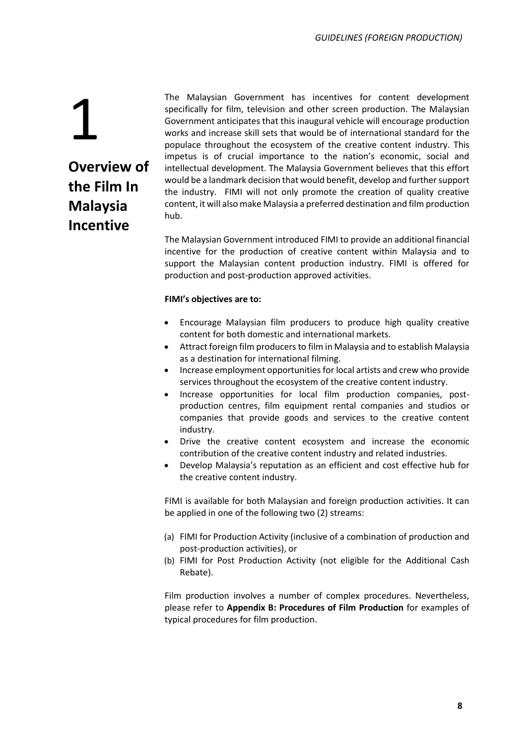# 1

## Overview of the Film In Malaysia Incentive

The Malaysian Government has incentives for content development specifically for film, television and other screen production. The Malaysian Government anticipates that this inaugural vehicle will encourage production works and increase skill sets that would be of international standard for the populace throughout the ecosystem of the creative content industry. This impetus is of crucial importance to the nation's economic, social and intellectual development. The Malaysia Government believes that this effort would be a landmark decision that would benefit, develop and further support the industry. FIMI will not only promote the creation of quality creative content, it will also make Malaysia a preferred destination and film production hub.

The Malaysian Government introduced FIMI to provide an additional financial incentive for the production of creative content within Malaysia and to support the Malaysian content production industry. FIMI is offered for production and post-production approved activities.

**FIMI's objectives are to:**

- Encourage Malaysian film producers to produce high quality creative content for both domestic and international markets.
- Attract foreign film producers to film in Malaysia and to establish Malaysia as a destination for international filming.
- Increase employment opportunities for local artists and crew who provide services throughout the ecosystem of the creative content industry.
- Increase opportunities for local film production companies, post-production centres, film equipment rental companies and studios or companies that provide goods and services to the creative content industry.
- Drive the creative content ecosystem and increase the economic contribution of the creative content industry and related industries.
- Develop Malaysia's reputation as an efficient and cost effective hub for the creative content industry.

FIMI is available for both Malaysian and foreign production activities. It can be applied in one of the following two (2) streams:

(a) FIMI for Production Activity (inclusive of a combination of production and post-production activities), or
(b) FIMI for Post Production Activity (not eligible for the Additional Cash Rebate).

Film production involves a number of complex procedures. Nevertheless, please refer to **Appendix B: Procedures of Film Production** for examples of typical procedures for film production.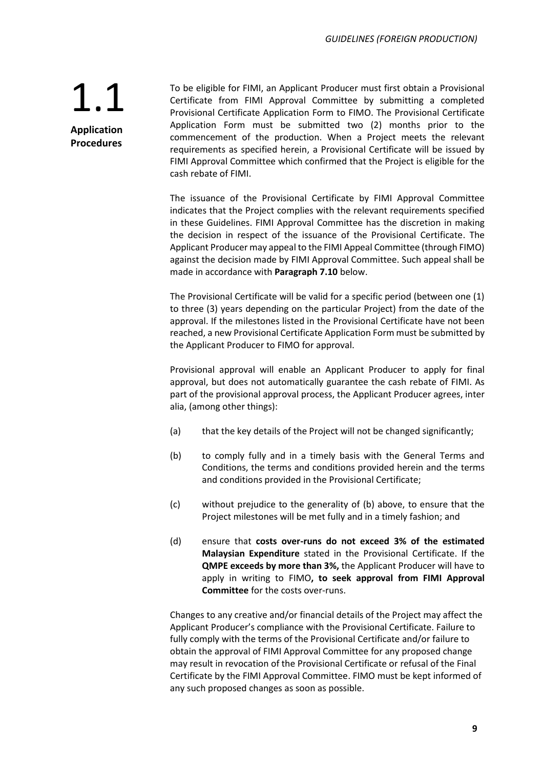## 1.1 Application Procedures

To be eligible for FIMI, an Applicant Producer must first obtain a Provisional Certificate from FIMI Approval Committee by submitting a completed Provisional Certificate Application Form to FIMO. The Provisional Certificate Application Form must be submitted two (2) months prior to the commencement of the production. When a Project meets the relevant requirements as specified herein, a Provisional Certificate will be issued by FIMI Approval Committee which confirmed that the Project is eligible for the cash rebate of FIMI.

The issuance of the Provisional Certificate by FIMI Approval Committee indicates that the Project complies with the relevant requirements specified in these Guidelines. FIMI Approval Committee has the discretion in making the decision in respect of the issuance of the Provisional Certificate. The Applicant Producer may appeal to the FIMI Appeal Committee (through FIMO) against the decision made by FIMI Approval Committee. Such appeal shall be made in accordance with **Paragraph 7.10** below.

The Provisional Certificate will be valid for a specific period (between one (1) to three (3) years depending on the particular Project) from the date of the approval. If the milestones listed in the Provisional Certificate have not been reached, a new Provisional Certificate Application Form must be submitted by the Applicant Producer to FIMO for approval.

Provisional approval will enable an Applicant Producer to apply for final approval, but does not automatically guarantee the cash rebate of FIMI. As part of the provisional approval process, the Applicant Producer agrees, inter alia, (among other things):

(a) that the key details of the Project will not be changed significantly;

(b) to comply fully and in a timely basis with the General Terms and Conditions, the terms and conditions provided herein and the terms and conditions provided in the Provisional Certificate;

(c) without prejudice to the generality of (b) above, to ensure that the Project milestones will be met fully and in a timely fashion; and

(d) ensure that **costs over-runs do not exceed 3% of the estimated Malaysian Expenditure** stated in the Provisional Certificate. If the **QMPE exceeds by more than 3%,** the Applicant Producer will have to apply in writing to FIMO**, to seek approval from FIMI Approval Committee** for the costs over-runs.

Changes to any creative and/or financial details of the Project may affect the Applicant Producer's compliance with the Provisional Certificate. Failure to fully comply with the terms of the Provisional Certificate and/or failure to obtain the approval of FIMI Approval Committee for any proposed change may result in revocation of the Provisional Certificate or refusal of the Final Certificate by the FIMI Approval Committee. FIMO must be kept informed of any such proposed changes as soon as possible.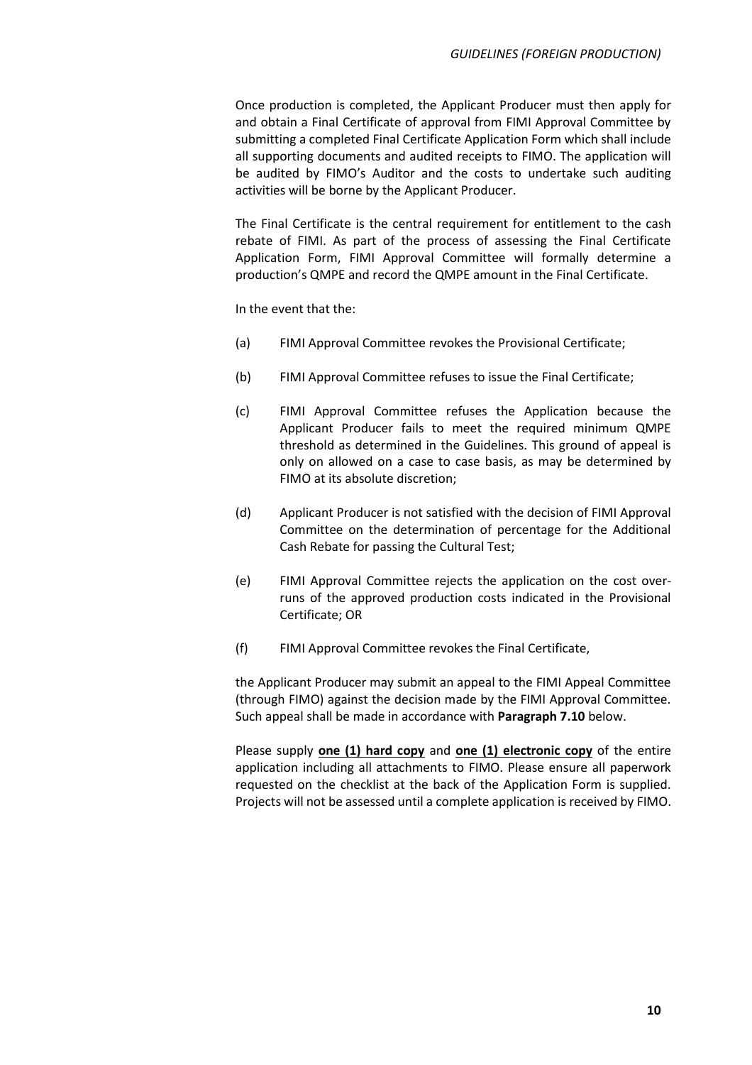Once production is completed, the Applicant Producer must then apply for and obtain a Final Certificate of approval from FIMI Approval Committee by submitting a completed Final Certificate Application Form which shall include all supporting documents and audited receipts to FIMO. The application will be audited by FIMO's Auditor and the costs to undertake such auditing activities will be borne by the Applicant Producer.

The Final Certificate is the central requirement for entitlement to the cash rebate of FIMI. As part of the process of assessing the Final Certificate Application Form, FIMI Approval Committee will formally determine a production's QMPE and record the QMPE amount in the Final Certificate.

In the event that the:

(a) FIMI Approval Committee revokes the Provisional Certificate;

(b) FIMI Approval Committee refuses to issue the Final Certificate;

(c) FIMI Approval Committee refuses the Application because the Applicant Producer fails to meet the required minimum QMPE threshold as determined in the Guidelines. This ground of appeal is only on allowed on a case to case basis, as may be determined by FIMO at its absolute discretion;

(d) Applicant Producer is not satisfied with the decision of FIMI Approval Committee on the determination of percentage for the Additional Cash Rebate for passing the Cultural Test;

(e) FIMI Approval Committee rejects the application on the cost over-runs of the approved production costs indicated in the Provisional Certificate; OR

(f) FIMI Approval Committee revokes the Final Certificate,

the Applicant Producer may submit an appeal to the FIMI Appeal Committee (through FIMO) against the decision made by the FIMI Approval Committee. Such appeal shall be made in accordance with **Paragraph 7.10** below.

Please supply **one (1) hard copy** and **one (1) electronic copy** of the entire application including all attachments to FIMO. Please ensure all paperwork requested on the checklist at the back of the Application Form is supplied. Projects will not be assessed until a complete application is received by FIMO.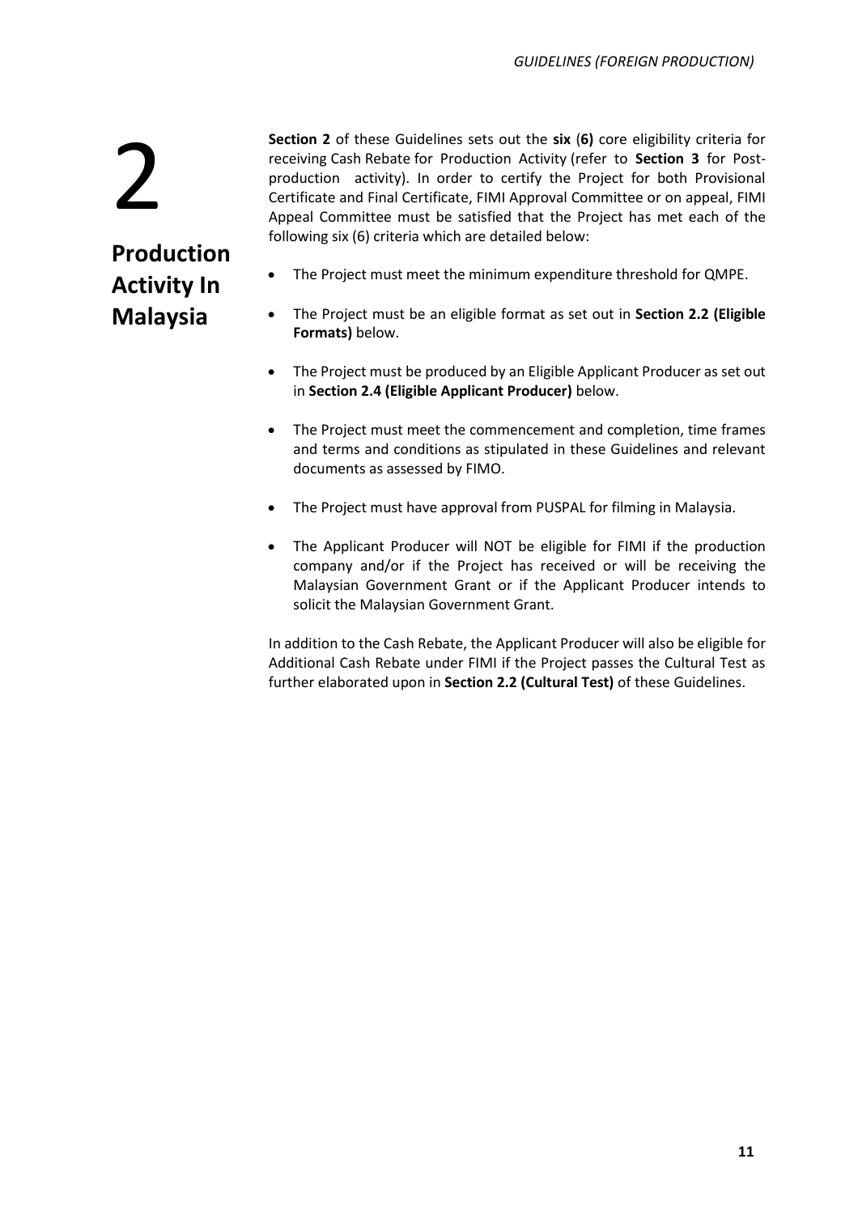# 2

# Production Activity In Malaysia

**Section 2** of these Guidelines sets out the **six** (**6)** core eligibility criteria for receiving Cash Rebate for Production Activity (refer to **Section 3** for Post-production activity). In order to certify the Project for both Provisional Certificate and Final Certificate, FIMI Approval Committee or on appeal, FIMI Appeal Committee must be satisfied that the Project has met each of the following six (6) criteria which are detailed below:

- The Project must meet the minimum expenditure threshold for QMPE.
- The Project must be an eligible format as set out in **Section 2.2 (Eligible Formats)** below.
- The Project must be produced by an Eligible Applicant Producer as set out in **Section 2.4 (Eligible Applicant Producer)** below.
- The Project must meet the commencement and completion, time frames and terms and conditions as stipulated in these Guidelines and relevant documents as assessed by FIMO.
- The Project must have approval from PUSPAL for filming in Malaysia.
- The Applicant Producer will NOT be eligible for FIMI if the production company and/or if the Project has received or will be receiving the Malaysian Government Grant or if the Applicant Producer intends to solicit the Malaysian Government Grant.

In addition to the Cash Rebate, the Applicant Producer will also be eligible for Additional Cash Rebate under FIMI if the Project passes the Cultural Test as further elaborated upon in **Section 2.2 (Cultural Test)** of these Guidelines.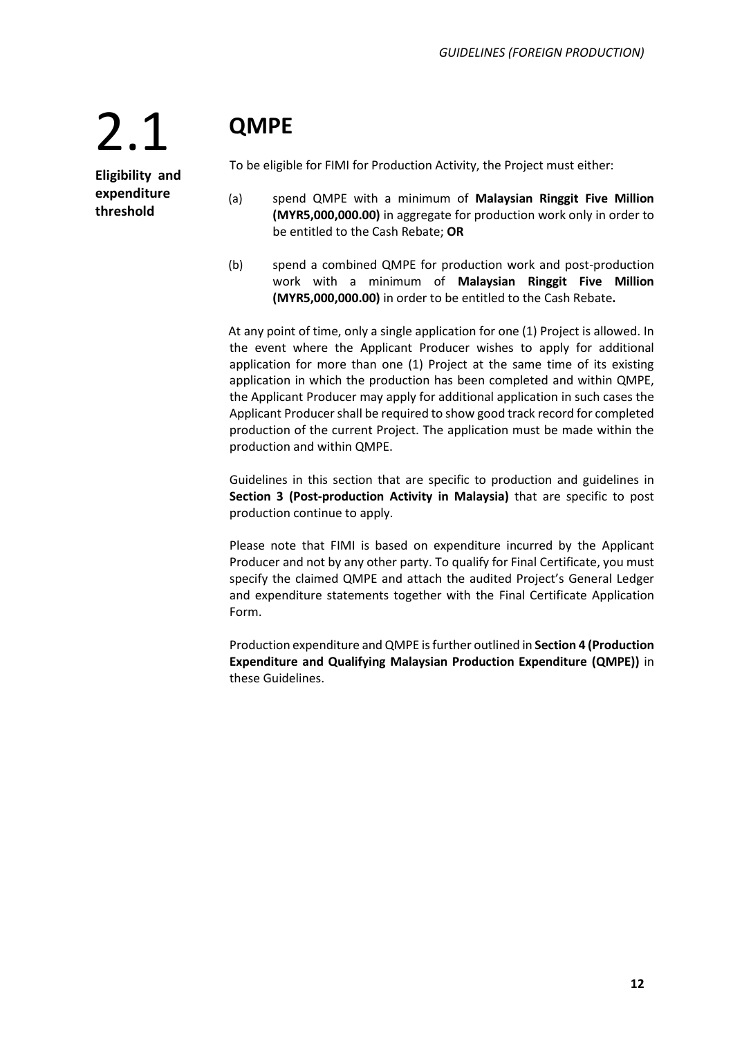# 2.1 QMPE

**Eligibility and expenditure threshold**

To be eligible for FIMI for Production Activity, the Project must either:

(a) spend QMPE with a minimum of **Malaysian Ringgit Five Million (MYR5,000,000.00)** in aggregate for production work only in order to be entitled to the Cash Rebate; **OR**

(b) spend a combined QMPE for production work and post-production work with a minimum of **Malaysian Ringgit Five Million (MYR5,000,000.00)** in order to be entitled to the Cash Rebate**.**

At any point of time, only a single application for one (1) Project is allowed. In the event where the Applicant Producer wishes to apply for additional application for more than one (1) Project at the same time of its existing application in which the production has been completed and within QMPE, the Applicant Producer may apply for additional application in such cases the Applicant Producer shall be required to show good track record for completed production of the current Project. The application must be made within the production and within QMPE.

Guidelines in this section that are specific to production and guidelines in **Section 3 (Post-production Activity in Malaysia)** that are specific to post production continue to apply.

Please note that FIMI is based on expenditure incurred by the Applicant Producer and not by any other party. To qualify for Final Certificate, you must specify the claimed QMPE and attach the audited Project's General Ledger and expenditure statements together with the Final Certificate Application Form.

Production expenditure and QMPE is further outlined in **Section 4 (Production Expenditure and Qualifying Malaysian Production Expenditure (QMPE))** in these Guidelines.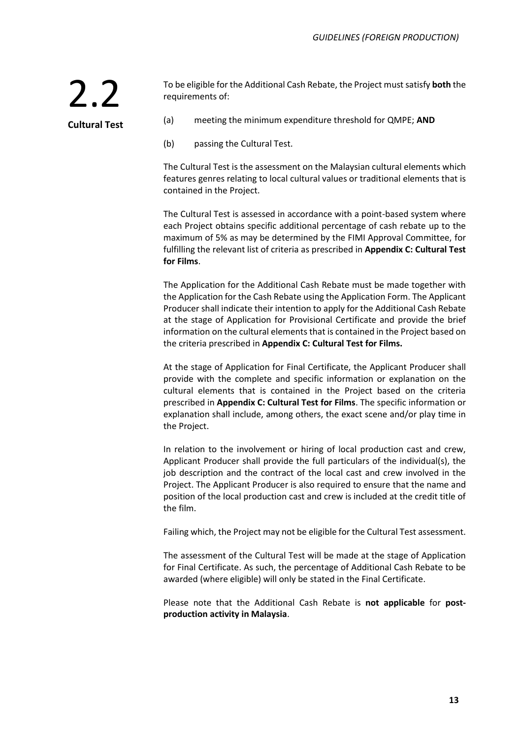## 2.2 Cultural Test

To be eligible for the Additional Cash Rebate, the Project must satisfy **both** the requirements of:

(a) meeting the minimum expenditure threshold for QMPE; **AND**

(b) passing the Cultural Test.

The Cultural Test is the assessment on the Malaysian cultural elements which features genres relating to local cultural values or traditional elements that is contained in the Project.

The Cultural Test is assessed in accordance with a point-based system where each Project obtains specific additional percentage of cash rebate up to the maximum of 5% as may be determined by the FIMI Approval Committee, for fulfilling the relevant list of criteria as prescribed in **Appendix C: Cultural Test for Films**.

The Application for the Additional Cash Rebate must be made together with the Application for the Cash Rebate using the Application Form. The Applicant Producer shall indicate their intention to apply for the Additional Cash Rebate at the stage of Application for Provisional Certificate and provide the brief information on the cultural elements that is contained in the Project based on the criteria prescribed in **Appendix C: Cultural Test for Films.**

At the stage of Application for Final Certificate, the Applicant Producer shall provide with the complete and specific information or explanation on the cultural elements that is contained in the Project based on the criteria prescribed in **Appendix C: Cultural Test for Films**. The specific information or explanation shall include, among others, the exact scene and/or play time in the Project.

In relation to the involvement or hiring of local production cast and crew, Applicant Producer shall provide the full particulars of the individual(s), the job description and the contract of the local cast and crew involved in the Project. The Applicant Producer is also required to ensure that the name and position of the local production cast and crew is included at the credit title of the film.

Failing which, the Project may not be eligible for the Cultural Test assessment.

The assessment of the Cultural Test will be made at the stage of Application for Final Certificate. As such, the percentage of Additional Cash Rebate to be awarded (where eligible) will only be stated in the Final Certificate.

Please note that the Additional Cash Rebate is **not applicable** for **post-production activity in Malaysia**.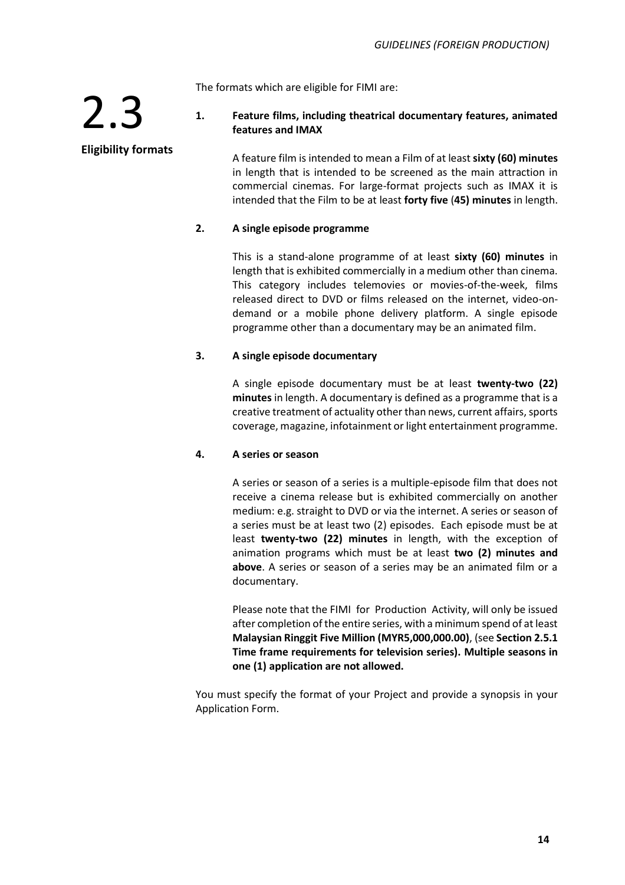## 2.3 Eligibility formats

The formats which are eligible for FIMI are:

1. **Feature films, including theatrical documentary features, animated features and IMAX**

   A feature film is intended to mean a Film of at least **sixty (60) minutes** in length that is intended to be screened as the main attraction in commercial cinemas. For large-format projects such as IMAX it is intended that the Film to be at least **forty five** (**45) minutes** in length.

2. **A single episode programme**

   This is a stand-alone programme of at least **sixty (60) minutes** in length that is exhibited commercially in a medium other than cinema. This category includes telemovies or movies-of-the-week, films released direct to DVD or films released on the internet, video-on-demand or a mobile phone delivery platform. A single episode programme other than a documentary may be an animated film.

3. **A single episode documentary**

   A single episode documentary must be at least **twenty-two (22) minutes** in length. A documentary is defined as a programme that is a creative treatment of actuality other than news, current affairs, sports coverage, magazine, infotainment or light entertainment programme.

4. **A series or season**

   A series or season of a series is a multiple-episode film that does not receive a cinema release but is exhibited commercially on another medium: e.g. straight to DVD or via the internet. A series or season of a series must be at least two (2) episodes. Each episode must be at least **twenty-two (22) minutes** in length, with the exception of animation programs which must be at least **two (2) minutes and above**. A series or season of a series may be an animated film or a documentary.

   Please note that the FIMI for Production Activity, will only be issued after completion of the entire series, with a minimum spend of at least **Malaysian Ringgit Five Million (MYR5,000,000.00)**, (see **Section 2.5.1 Time frame requirements for television series). Multiple seasons in one (1) application are not allowed.**

You must specify the format of your Project and provide a synopsis in your Application Form.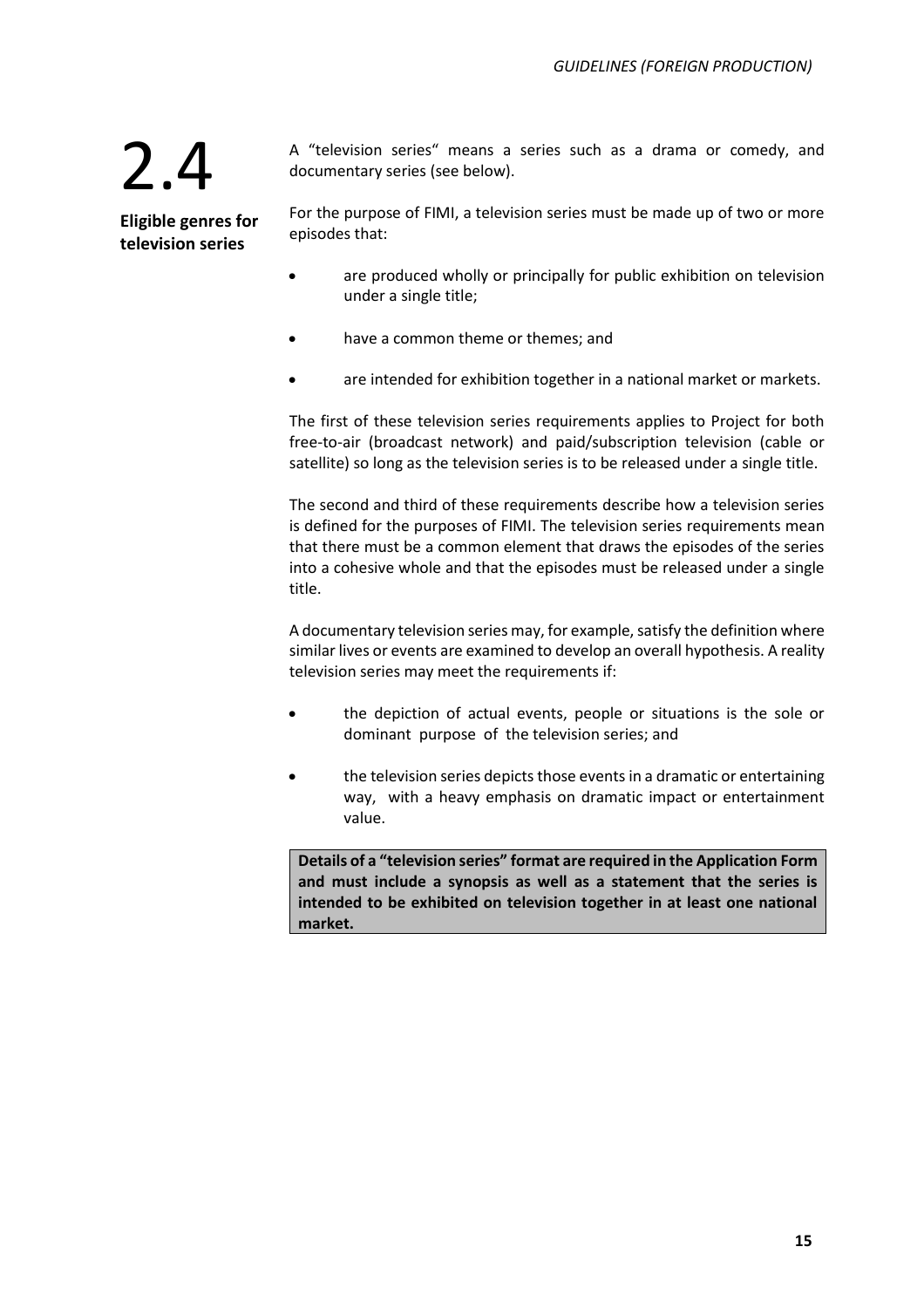## 2.4 Eligible genres for television series

A "television series" means a series such as a drama or comedy, and documentary series (see below).

For the purpose of FIMI, a television series must be made up of two or more episodes that:

- are produced wholly or principally for public exhibition on television under a single title;
- have a common theme or themes; and
- are intended for exhibition together in a national market or markets.

The first of these television series requirements applies to Project for both free-to-air (broadcast network) and paid/subscription television (cable or satellite) so long as the television series is to be released under a single title.

The second and third of these requirements describe how a television series is defined for the purposes of FIMI. The television series requirements mean that there must be a common element that draws the episodes of the series into a cohesive whole and that the episodes must be released under a single title.

A documentary television series may, for example, satisfy the definition where similar lives or events are examined to develop an overall hypothesis. A reality television series may meet the requirements if:

- the depiction of actual events, people or situations is the sole or dominant purpose of the television series; and
- the television series depicts those events in a dramatic or entertaining way, with a heavy emphasis on dramatic impact or entertainment value.

**Details of a "television series" format are required in the Application Form and must include a synopsis as well as a statement that the series is intended to be exhibited on television together in at least one national market.**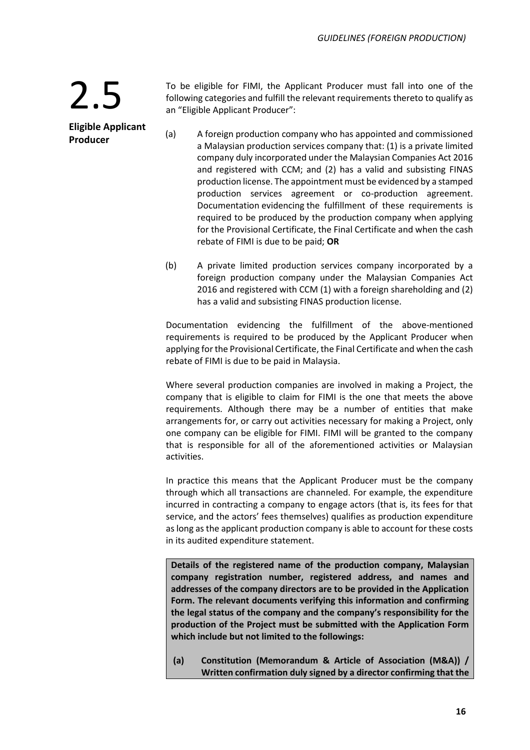## 2.5 Eligible Applicant Producer

To be eligible for FIMI, the Applicant Producer must fall into one of the following categories and fulfill the relevant requirements thereto to qualify as an "Eligible Applicant Producer":

(a) A foreign production company who has appointed and commissioned a Malaysian production services company that: (1) is a private limited company duly incorporated under the Malaysian Companies Act 2016 and registered with CCM; and (2) has a valid and subsisting FINAS production license. The appointment must be evidenced by a stamped production services agreement or co-production agreement. Documentation evidencing the fulfillment of these requirements is required to be produced by the production company when applying for the Provisional Certificate, the Final Certificate and when the cash rebate of FIMI is due to be paid; **OR**

(b) A private limited production services company incorporated by a foreign production company under the Malaysian Companies Act 2016 and registered with CCM (1) with a foreign shareholding and (2) has a valid and subsisting FINAS production license.

Documentation evidencing the fulfillment of the above-mentioned requirements is required to be produced by the Applicant Producer when applying for the Provisional Certificate, the Final Certificate and when the cash rebate of FIMI is due to be paid in Malaysia.

Where several production companies are involved in making a Project, the company that is eligible to claim for FIMI is the one that meets the above requirements. Although there may be a number of entities that make arrangements for, or carry out activities necessary for making a Project, only one company can be eligible for FIMI. FIMI will be granted to the company that is responsible for all of the aforementioned activities or Malaysian activities.

In practice this means that the Applicant Producer must be the company through which all transactions are channeled. For example, the expenditure incurred in contracting a company to engage actors (that is, its fees for that service, and the actors' fees themselves) qualifies as production expenditure as long as the applicant production company is able to account for these costs in its audited expenditure statement.

**Details of the registered name of the production company, Malaysian company registration number, registered address, and names and addresses of the company directors are to be provided in the Application Form. The relevant documents verifying this information and confirming the legal status of the company and the company's responsibility for the production of the Project must be submitted with the Application Form which include but not limited to the followings:**

**(a) Constitution (Memorandum & Article of Association (M&A)) / Written confirmation duly signed by a director confirming that the**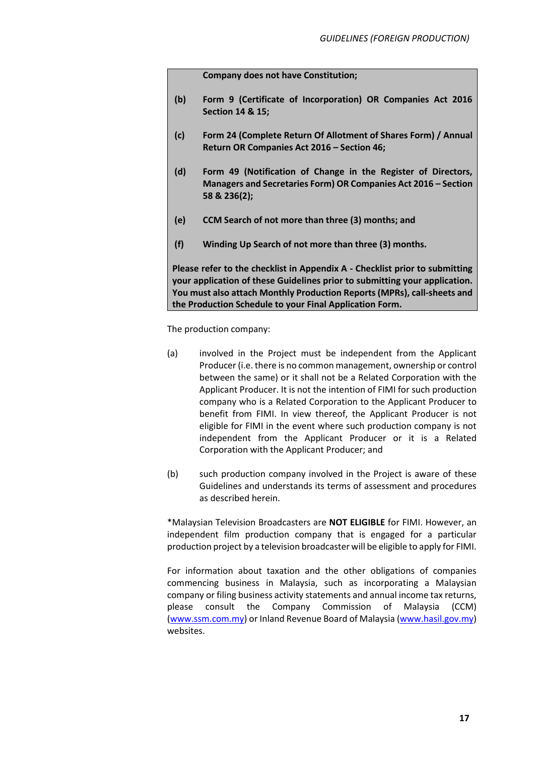**Company does not have Constitution;**

**(b)** **Form 9 (Certificate of Incorporation) OR Companies Act 2016 Section 14 & 15;**

**(c)** **Form 24 (Complete Return Of Allotment of Shares Form) / Annual Return OR Companies Act 2016 – Section 46;**

**(d)** **Form 49 (Notification of Change in the Register of Directors, Managers and Secretaries Form) OR Companies Act 2016 – Section 58 & 236(2);**

**(e)** **CCM Search of not more than three (3) months; and**

**(f)** **Winding Up Search of not more than three (3) months.**

**Please refer to the checklist in Appendix A - Checklist prior to submitting your application of these Guidelines prior to submitting your application. You must also attach Monthly Production Reports (MPRs), call-sheets and the Production Schedule to your Final Application Form.**

The production company:

(a) involved in the Project must be independent from the Applicant Producer (i.e. there is no common management, ownership or control between the same) or it shall not be a Related Corporation with the Applicant Producer. It is not the intention of FIMI for such production company who is a Related Corporation to the Applicant Producer to benefit from FIMI. In view thereof, the Applicant Producer is not eligible for FIMI in the event where such production company is not independent from the Applicant Producer or it is a Related Corporation with the Applicant Producer; and

(b) such production company involved in the Project is aware of these Guidelines and understands its terms of assessment and procedures as described herein.

*Malaysian Television Broadcasters are **NOT ELIGIBLE** for FIMI. However, an independent film production company that is engaged for a particular production project by a television broadcaster will be eligible to apply for FIMI.

For information about taxation and the other obligations of companies commencing business in Malaysia, such as incorporating a Malaysian company or filing business activity statements and annual income tax returns, please consult the Company Commission of Malaysia (CCM) (www.ssm.com.my) or Inland Revenue Board of Malaysia (www.hasil.gov.my) websites.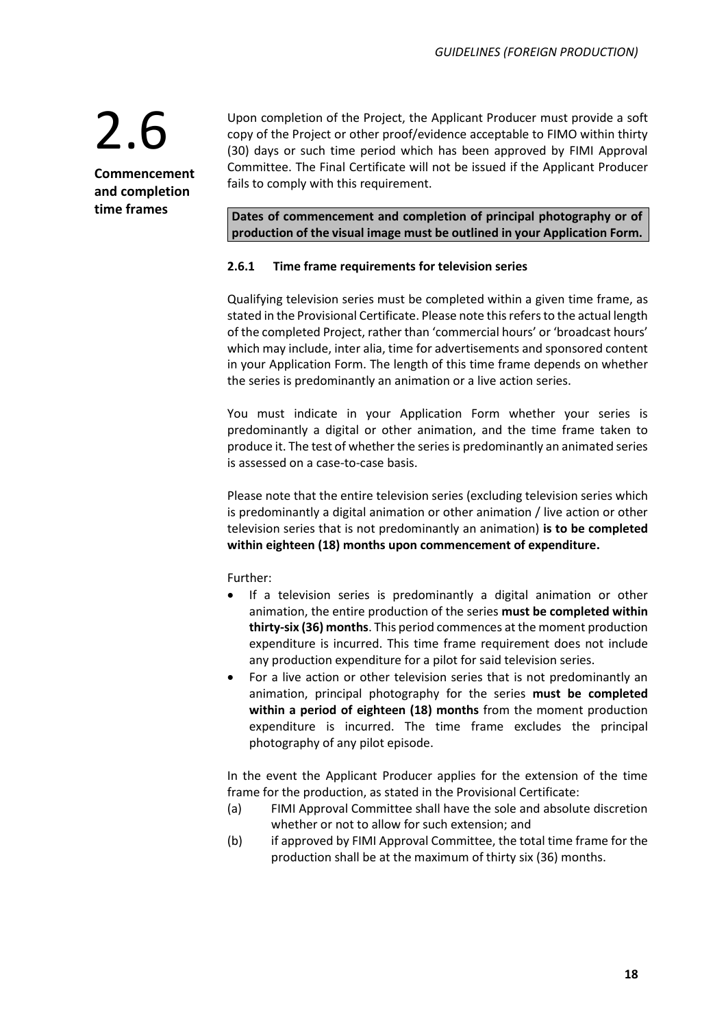# 2.6

**Commencement and completion time frames**

Upon completion of the Project, the Applicant Producer must provide a soft copy of the Project or other proof/evidence acceptable to FIMO within thirty (30) days or such time period which has been approved by FIMI Approval Committee. The Final Certificate will not be issued if the Applicant Producer fails to comply with this requirement.

**Dates of commencement and completion of principal photography or of production of the visual image must be outlined in your Application Form.**

### 2.6.1 Time frame requirements for television series

Qualifying television series must be completed within a given time frame, as stated in the Provisional Certificate. Please note this refers to the actual length of the completed Project, rather than 'commercial hours' or 'broadcast hours' which may include, inter alia, time for advertisements and sponsored content in your Application Form. The length of this time frame depends on whether the series is predominantly an animation or a live action series.

You must indicate in your Application Form whether your series is predominantly a digital or other animation, and the time frame taken to produce it. The test of whether the series is predominantly an animated series is assessed on a case-to-case basis.

Please note that the entire television series (excluding television series which is predominantly a digital animation or other animation / live action or other television series that is not predominantly an animation) **is to be completed within eighteen (18) months upon commencement of expenditure.**

Further:

- If a television series is predominantly a digital animation or other animation, the entire production of the series **must be completed within thirty-six (36) months**. This period commences at the moment production expenditure is incurred. This time frame requirement does not include any production expenditure for a pilot for said television series.
- For a live action or other television series that is not predominantly an animation, principal photography for the series **must be completed within a period of eighteen (18) months** from the moment production expenditure is incurred. The time frame excludes the principal photography of any pilot episode.

In the event the Applicant Producer applies for the extension of the time frame for the production, as stated in the Provisional Certificate:

(a) FIMI Approval Committee shall have the sole and absolute discretion whether or not to allow for such extension; and

(b) if approved by FIMI Approval Committee, the total time frame for the production shall be at the maximum of thirty six (36) months.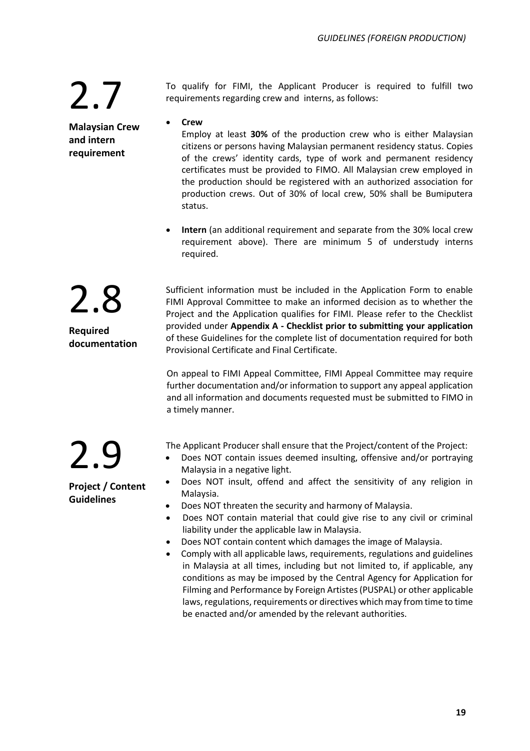## 2.7 Malaysian Crew and intern requirement

To qualify for FIMI, the Applicant Producer is required to fulfill two requirements regarding crew and interns, as follows:

- **Crew**

  Employ at least **30%** of the production crew who is either Malaysian citizens or persons having Malaysian permanent residency status. Copies of the crews' identity cards, type of work and permanent residency certificates must be provided to FIMO. All Malaysian crew employed in the production should be registered with an authorized association for production crews. Out of 30% of local crew, 50% shall be Bumiputera status.

- **Intern** (an additional requirement and separate from the 30% local crew requirement above). There are minimum 5 of understudy interns required.

## 2.8 Required documentation

Sufficient information must be included in the Application Form to enable FIMI Approval Committee to make an informed decision as to whether the Project and the Application qualifies for FIMI. Please refer to the Checklist provided under **Appendix A - Checklist prior to submitting your application** of these Guidelines for the complete list of documentation required for both Provisional Certificate and Final Certificate.

On appeal to FIMI Appeal Committee, FIMI Appeal Committee may require further documentation and/or information to support any appeal application and all information and documents requested must be submitted to FIMO in a timely manner.

## 2.9 Project / Content Guidelines

The Applicant Producer shall ensure that the Project/content of the Project:

- Does NOT contain issues deemed insulting, offensive and/or portraying Malaysia in a negative light.
- Does NOT insult, offend and affect the sensitivity of any religion in Malaysia.
- Does NOT threaten the security and harmony of Malaysia.
- Does NOT contain material that could give rise to any civil or criminal liability under the applicable law in Malaysia.
- Does NOT contain content which damages the image of Malaysia.
- Comply with all applicable laws, requirements, regulations and guidelines in Malaysia at all times, including but not limited to, if applicable, any conditions as may be imposed by the Central Agency for Application for Filming and Performance by Foreign Artistes (PUSPAL) or other applicable laws, regulations, requirements or directives which may from time to time be enacted and/or amended by the relevant authorities.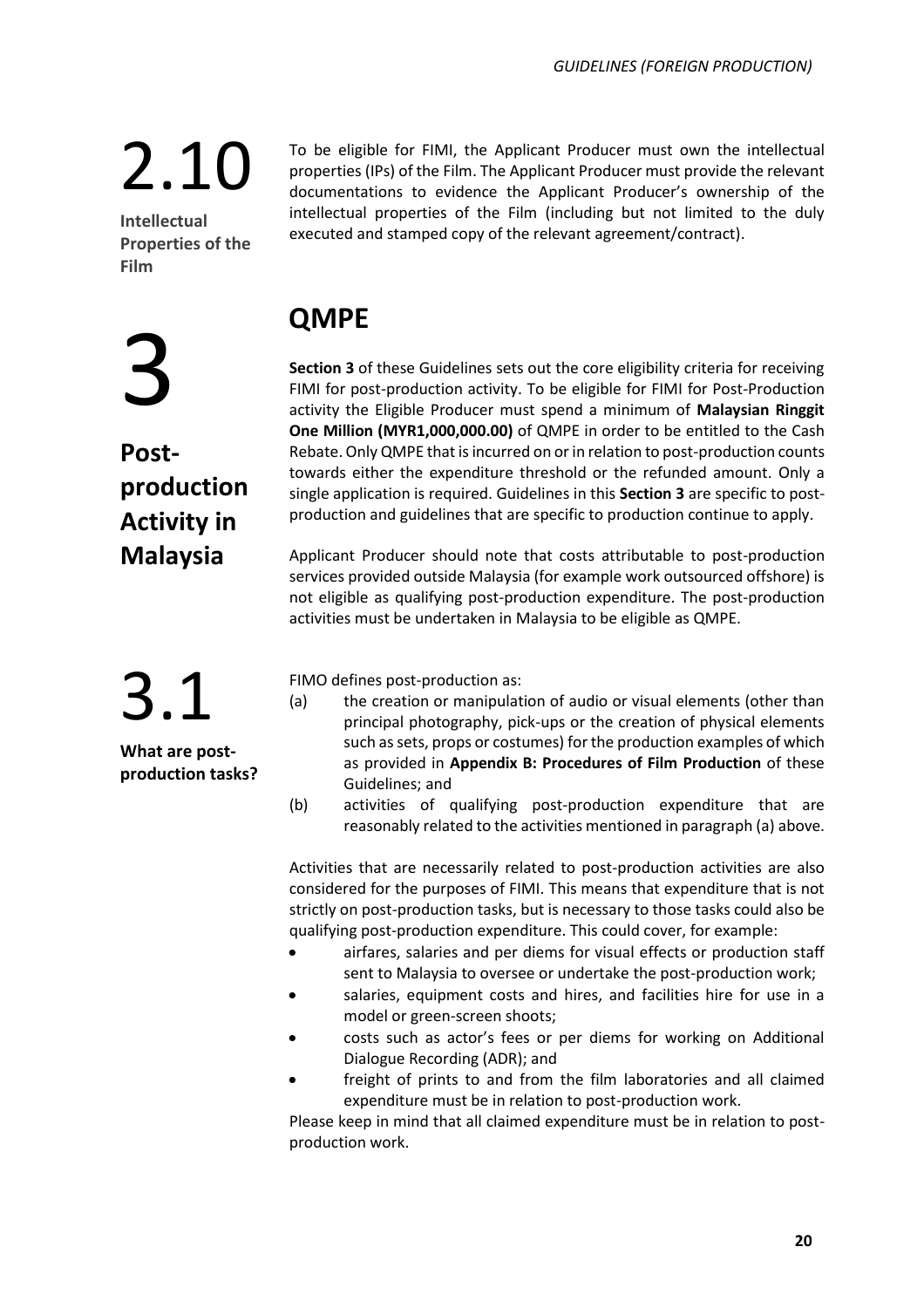## 2.10 Intellectual Properties of the Film

To be eligible for FIMI, the Applicant Producer must own the intellectual properties (IPs) of the Film. The Applicant Producer must provide the relevant documentations to evidence the Applicant Producer's ownership of the intellectual properties of the Film (including but not limited to the duly executed and stamped copy of the relevant agreement/contract).

# 3 Post-production Activity in Malaysia

## QMPE

**Section 3** of these Guidelines sets out the core eligibility criteria for receiving FIMI for post-production activity. To be eligible for FIMI for Post-Production activity the Eligible Producer must spend a minimum of **Malaysian Ringgit One Million (MYR1,000,000.00)** of QMPE in order to be entitled to the Cash Rebate. Only QMPE that is incurred on or in relation to post-production counts towards either the expenditure threshold or the refunded amount. Only a single application is required. Guidelines in this **Section 3** are specific to post-production and guidelines that are specific to production continue to apply.

Applicant Producer should note that costs attributable to post-production services provided outside Malaysia (for example work outsourced offshore) is not eligible as qualifying post-production expenditure. The post-production activities must be undertaken in Malaysia to be eligible as QMPE.

## 3.1 What are post-production tasks?

FIMO defines post-production as:

(a) the creation or manipulation of audio or visual elements (other than principal photography, pick-ups or the creation of physical elements such as sets, props or costumes) for the production examples of which as provided in **Appendix B: Procedures of Film Production** of these Guidelines; and

(b) activities of qualifying post-production expenditure that are reasonably related to the activities mentioned in paragraph (a) above.

Activities that are necessarily related to post-production activities are also considered for the purposes of FIMI. This means that expenditure that is not strictly on post-production tasks, but is necessary to those tasks could also be qualifying post-production expenditure. This could cover, for example:

- airfares, salaries and per diems for visual effects or production staff sent to Malaysia to oversee or undertake the post-production work;
- salaries, equipment costs and hires, and facilities hire for use in a model or green-screen shoots;
- costs such as actor's fees or per diems for working on Additional Dialogue Recording (ADR); and
- freight of prints to and from the film laboratories and all claimed expenditure must be in relation to post-production work.

Please keep in mind that all claimed expenditure must be in relation to post-production work.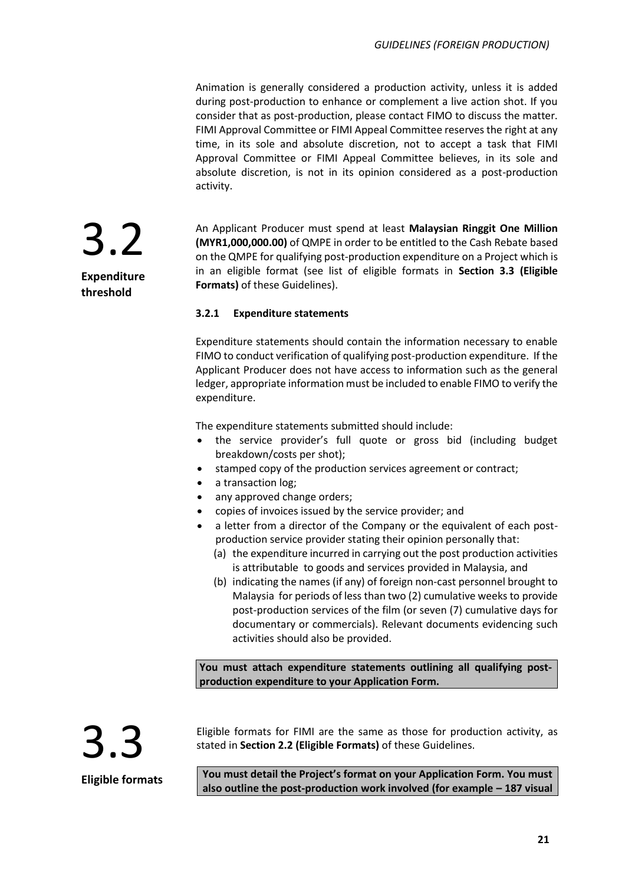Animation is generally considered a production activity, unless it is added during post-production to enhance or complement a live action shot. If you consider that as post-production, please contact FIMO to discuss the matter. FIMI Approval Committee or FIMI Appeal Committee reserves the right at any time, in its sole and absolute discretion, not to accept a task that FIMI Approval Committee or FIMI Appeal Committee believes, in its sole and absolute discretion, is not in its opinion considered as a post-production activity.

## 3.2 Expenditure threshold

An Applicant Producer must spend at least **Malaysian Ringgit One Million (MYR1,000,000.00)** of QMPE in order to be entitled to the Cash Rebate based on the QMPE for qualifying post-production expenditure on a Project which is in an eligible format (see list of eligible formats in **Section 3.3 (Eligible Formats)** of these Guidelines).

### 3.2.1 Expenditure statements

Expenditure statements should contain the information necessary to enable FIMO to conduct verification of qualifying post-production expenditure. If the Applicant Producer does not have access to information such as the general ledger, appropriate information must be included to enable FIMO to verify the expenditure.

The expenditure statements submitted should include:

- the service provider's full quote or gross bid (including budget breakdown/costs per shot);
- stamped copy of the production services agreement or contract;
- a transaction log;
- any approved change orders;
- copies of invoices issued by the service provider; and
- a letter from a director of the Company or the equivalent of each post-production service provider stating their opinion personally that:
  - (a) the expenditure incurred in carrying out the post production activities is attributable to goods and services provided in Malaysia, and
  - (b) indicating the names (if any) of foreign non-cast personnel brought to Malaysia for periods of less than two (2) cumulative weeks to provide post-production services of the film (or seven (7) cumulative days for documentary or commercials). Relevant documents evidencing such activities should also be provided.

**You must attach expenditure statements outlining all qualifying post-production expenditure to your Application Form.**

## 3.3 Eligible formats

Eligible formats for FIMI are the same as those for production activity, as stated in **Section 2.2 (Eligible Formats)** of these Guidelines.

**You must detail the Project's format on your Application Form. You must also outline the post-production work involved (for example – 187 visual**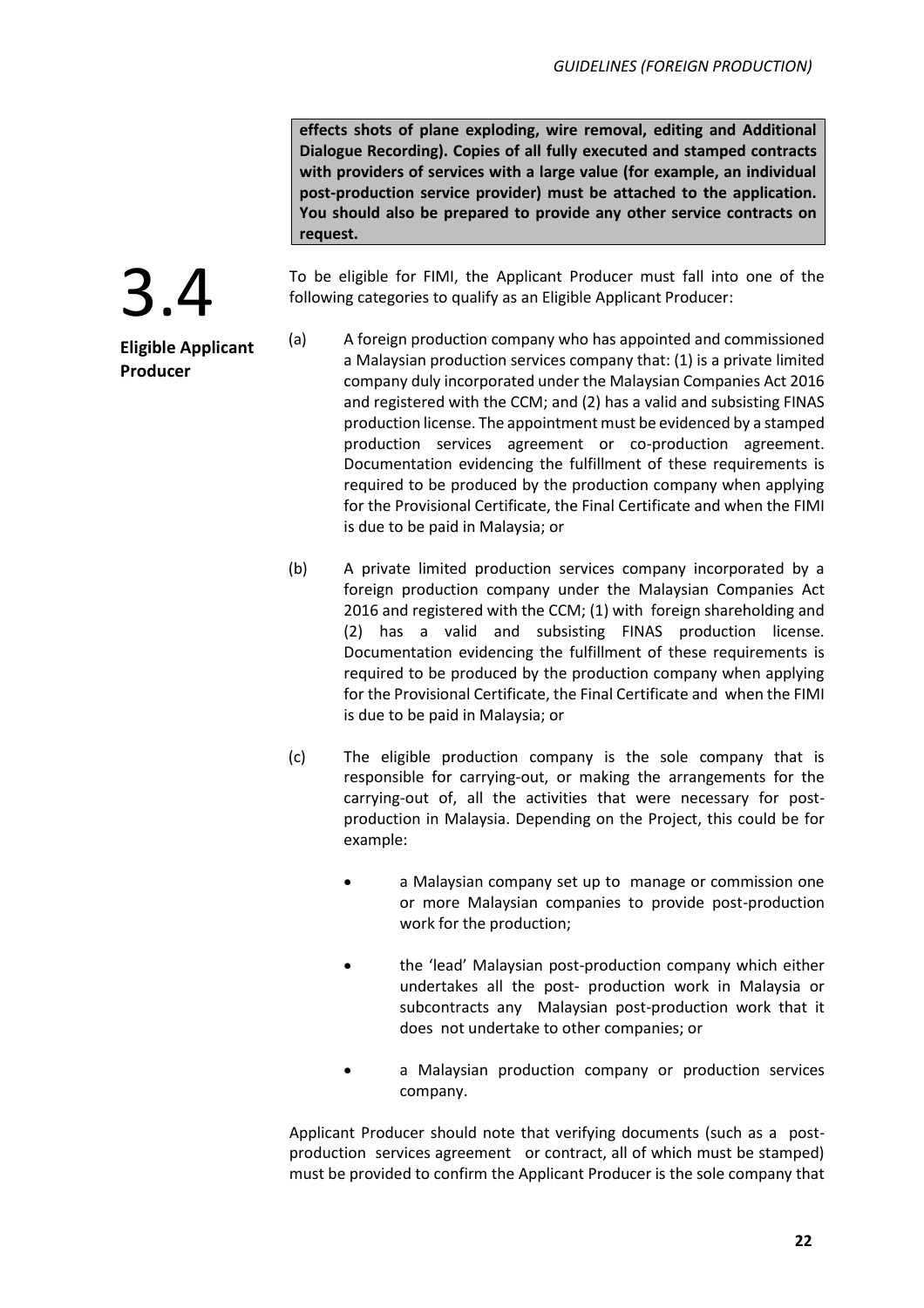**effects shots of plane exploding, wire removal, editing and Additional Dialogue Recording). Copies of all fully executed and stamped contracts with providers of services with a large value (for example, an individual post-production service provider) must be attached to the application. You should also be prepared to provide any other service contracts on request.**

## 3.4 Eligible Applicant Producer

To be eligible for FIMI, the Applicant Producer must fall into one of the following categories to qualify as an Eligible Applicant Producer:

(a) A foreign production company who has appointed and commissioned a Malaysian production services company that: (1) is a private limited company duly incorporated under the Malaysian Companies Act 2016 and registered with the CCM; and (2) has a valid and subsisting FINAS production license. The appointment must be evidenced by a stamped production services agreement or co-production agreement. Documentation evidencing the fulfillment of these requirements is required to be produced by the production company when applying for the Provisional Certificate, the Final Certificate and when the FIMI is due to be paid in Malaysia; or

(b) A private limited production services company incorporated by a foreign production company under the Malaysian Companies Act 2016 and registered with the CCM; (1) with foreign shareholding and (2) has a valid and subsisting FINAS production license. Documentation evidencing the fulfillment of these requirements is required to be produced by the production company when applying for the Provisional Certificate, the Final Certificate and when the FIMI is due to be paid in Malaysia; or

(c) The eligible production company is the sole company that is responsible for carrying-out, or making the arrangements for the carrying-out of, all the activities that were necessary for post-production in Malaysia. Depending on the Project, this could be for example:

- a Malaysian company set up to manage or commission one or more Malaysian companies to provide post-production work for the production;
- the 'lead' Malaysian post-production company which either undertakes all the post- production work in Malaysia or subcontracts any Malaysian post-production work that it does not undertake to other companies; or
- a Malaysian production company or production services company.

Applicant Producer should note that verifying documents (such as a post-production services agreement or contract, all of which must be stamped) must be provided to confirm the Applicant Producer is the sole company that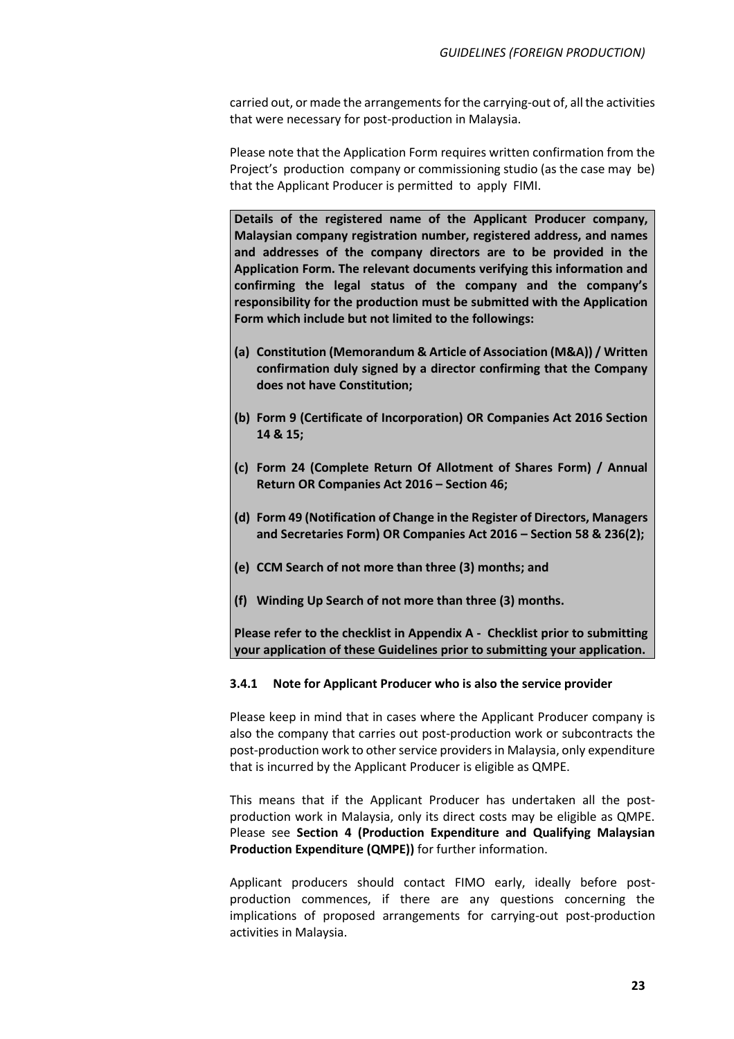carried out, or made the arrangements for the carrying-out of, all the activities that were necessary for post-production in Malaysia.

Please note that the Application Form requires written confirmation from the Project's production company or commissioning studio (as the case may be) that the Applicant Producer is permitted to apply FIMI.

**Details of the registered name of the Applicant Producer company, Malaysian company registration number, registered address, and names and addresses of the company directors are to be provided in the Application Form. The relevant documents verifying this information and confirming the legal status of the company and the company's responsibility for the production must be submitted with the Application Form which include but not limited to the followings:**

**(a) Constitution (Memorandum & Article of Association (M&A)) / Written confirmation duly signed by a director confirming that the Company does not have Constitution;**

**(b) Form 9 (Certificate of Incorporation) OR Companies Act 2016 Section 14 & 15;**

**(c) Form 24 (Complete Return Of Allotment of Shares Form) / Annual Return OR Companies Act 2016 – Section 46;**

**(d) Form 49 (Notification of Change in the Register of Directors, Managers and Secretaries Form) OR Companies Act 2016 – Section 58 & 236(2);**

**(e) CCM Search of not more than three (3) months; and**

**(f) Winding Up Search of not more than three (3) months.**

**Please refer to the checklist in Appendix A - Checklist prior to submitting your application of these Guidelines prior to submitting your application.**

#### 3.4.1 Note for Applicant Producer who is also the service provider

Please keep in mind that in cases where the Applicant Producer company is also the company that carries out post-production work or subcontracts the post-production work to other service providers in Malaysia, only expenditure that is incurred by the Applicant Producer is eligible as QMPE.

This means that if the Applicant Producer has undertaken all the post-production work in Malaysia, only its direct costs may be eligible as QMPE. Please see **Section 4 (Production Expenditure and Qualifying Malaysian Production Expenditure (QMPE))** for further information.

Applicant producers should contact FIMO early, ideally before post-production commences, if there are any questions concerning the implications of proposed arrangements for carrying-out post-production activities in Malaysia.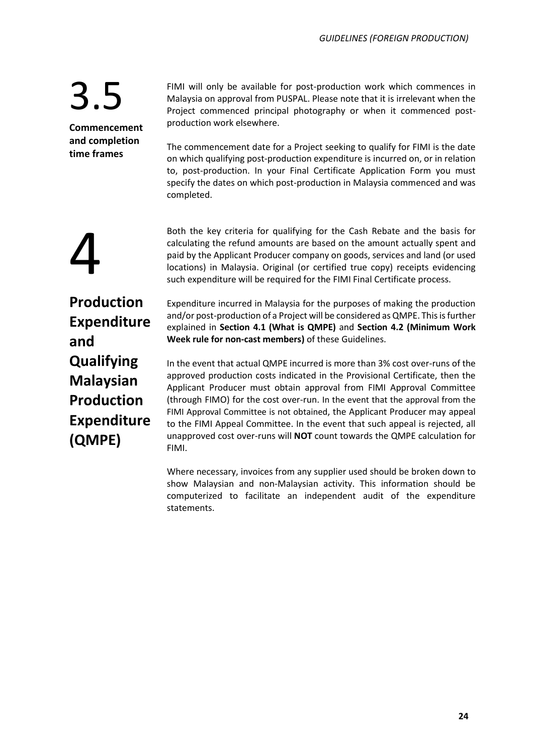## 3.5 Commencement and completion time frames

FIMI will only be available for post-production work which commences in Malaysia on approval from PUSPAL. Please note that it is irrelevant when the Project commenced principal photography or when it commenced post-production work elsewhere.

The commencement date for a Project seeking to qualify for FIMI is the date on which qualifying post-production expenditure is incurred on, or in relation to, post-production. In your Final Certificate Application Form you must specify the dates on which post-production in Malaysia commenced and was completed.

# 4 Production Expenditure and Qualifying Malaysian Production Expenditure (QMPE)

Both the key criteria for qualifying for the Cash Rebate and the basis for calculating the refund amounts are based on the amount actually spent and paid by the Applicant Producer company on goods, services and land (or used locations) in Malaysia. Original (or certified true copy) receipts evidencing such expenditure will be required for the FIMI Final Certificate process.

Expenditure incurred in Malaysia for the purposes of making the production and/or post-production of a Project will be considered as QMPE. This is further explained in **Section 4.1 (What is QMPE)** and **Section 4.2 (Minimum Work Week rule for non-cast members)** of these Guidelines.

In the event that actual QMPE incurred is more than 3% cost over-runs of the approved production costs indicated in the Provisional Certificate, then the Applicant Producer must obtain approval from FIMI Approval Committee (through FIMO) for the cost over-run. In the event that the approval from the FIMI Approval Committee is not obtained, the Applicant Producer may appeal to the FIMI Appeal Committee. In the event that such appeal is rejected, all unapproved cost over-runs will **NOT** count towards the QMPE calculation for FIMI.

Where necessary, invoices from any supplier used should be broken down to show Malaysian and non-Malaysian activity. This information should be computerized to facilitate an independent audit of the expenditure statements.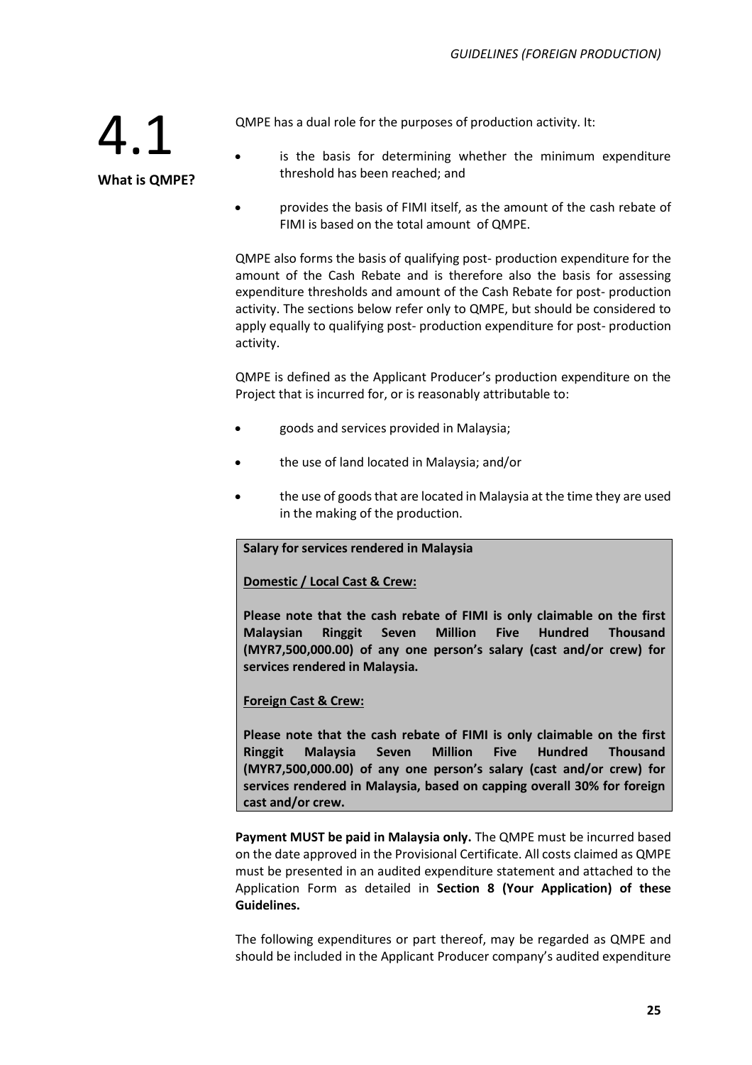## 4.1 What is QMPE?

QMPE has a dual role for the purposes of production activity. It:

- is the basis for determining whether the minimum expenditure threshold has been reached; and
- provides the basis of FIMI itself, as the amount of the cash rebate of FIMI is based on the total amount of QMPE.

QMPE also forms the basis of qualifying post- production expenditure for the amount of the Cash Rebate and is therefore also the basis for assessing expenditure thresholds and amount of the Cash Rebate for post- production activity. The sections below refer only to QMPE, but should be considered to apply equally to qualifying post- production expenditure for post- production activity.

QMPE is defined as the Applicant Producer's production expenditure on the Project that is incurred for, or is reasonably attributable to:

- goods and services provided in Malaysia;
- the use of land located in Malaysia; and/or
- the use of goods that are located in Malaysia at the time they are used in the making of the production.

> **Salary for services rendered in Malaysia**
>
> **<u>Domestic / Local Cast & Crew:</u>**
>
> **Please note that the cash rebate of FIMI is only claimable on the first Malaysian Ringgit Seven Million Five Hundred Thousand (MYR7,500,000.00) of any one person's salary (cast and/or crew) for services rendered in Malaysia.**
>
> **<u>Foreign Cast & Crew:</u>**
>
> **Please note that the cash rebate of FIMI is only claimable on the first Ringgit Malaysia Seven Million Five Hundred Thousand (MYR7,500,000.00) of any one person's salary (cast and/or crew) for services rendered in Malaysia, based on capping overall 30% for foreign cast and/or crew.**

**Payment MUST be paid in Malaysia only.** The QMPE must be incurred based on the date approved in the Provisional Certificate. All costs claimed as QMPE must be presented in an audited expenditure statement and attached to the Application Form as detailed in **Section 8 (Your Application) of these Guidelines.**

The following expenditures or part thereof, may be regarded as QMPE and should be included in the Applicant Producer company's audited expenditure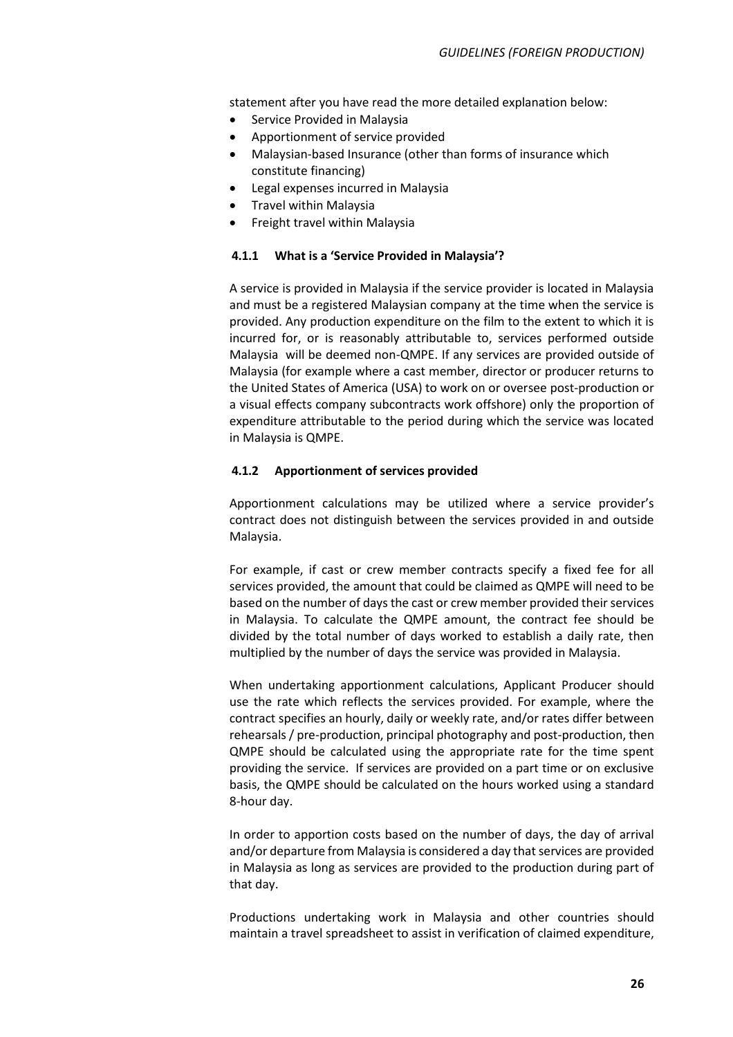statement after you have read the more detailed explanation below:

- Service Provided in Malaysia
- Apportionment of service provided
- Malaysian-based Insurance (other than forms of insurance which constitute financing)
- Legal expenses incurred in Malaysia
- Travel within Malaysia
- Freight travel within Malaysia

### 4.1.1 What is a 'Service Provided in Malaysia'?

A service is provided in Malaysia if the service provider is located in Malaysia and must be a registered Malaysian company at the time when the service is provided. Any production expenditure on the film to the extent to which it is incurred for, or is reasonably attributable to, services performed outside Malaysia will be deemed non-QMPE. If any services are provided outside of Malaysia (for example where a cast member, director or producer returns to the United States of America (USA) to work on or oversee post-production or a visual effects company subcontracts work offshore) only the proportion of expenditure attributable to the period during which the service was located in Malaysia is QMPE.

### 4.1.2 Apportionment of services provided

Apportionment calculations may be utilized where a service provider's contract does not distinguish between the services provided in and outside Malaysia.

For example, if cast or crew member contracts specify a fixed fee for all services provided, the amount that could be claimed as QMPE will need to be based on the number of days the cast or crew member provided their services in Malaysia. To calculate the QMPE amount, the contract fee should be divided by the total number of days worked to establish a daily rate, then multiplied by the number of days the service was provided in Malaysia.

When undertaking apportionment calculations, Applicant Producer should use the rate which reflects the services provided. For example, where the contract specifies an hourly, daily or weekly rate, and/or rates differ between rehearsals / pre-production, principal photography and post-production, then QMPE should be calculated using the appropriate rate for the time spent providing the service. If services are provided on a part time or on exclusive basis, the QMPE should be calculated on the hours worked using a standard 8-hour day.

In order to apportion costs based on the number of days, the day of arrival and/or departure from Malaysia is considered a day that services are provided in Malaysia as long as services are provided to the production during part of that day.

Productions undertaking work in Malaysia and other countries should maintain a travel spreadsheet to assist in verification of claimed expenditure,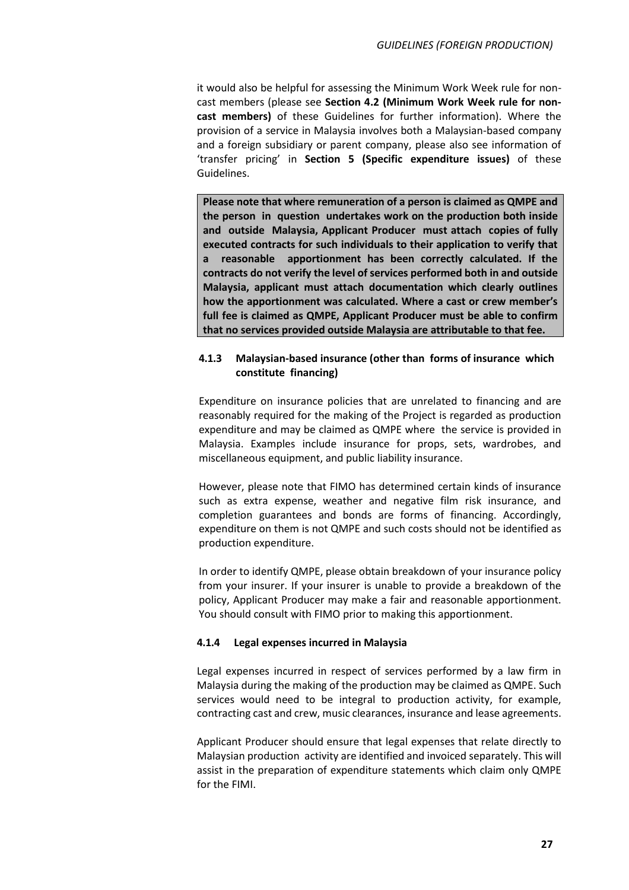it would also be helpful for assessing the Minimum Work Week rule for non-cast members (please see **Section 4.2 (Minimum Work Week rule for non-cast members)** of these Guidelines for further information). Where the provision of a service in Malaysia involves both a Malaysian-based company and a foreign subsidiary or parent company, please also see information of 'transfer pricing' in **Section 5 (Specific expenditure issues)** of these Guidelines.

**Please note that where remuneration of a person is claimed as QMPE and the person in question undertakes work on the production both inside and outside Malaysia, Applicant Producer must attach copies of fully executed contracts for such individuals to their application to verify that a reasonable apportionment has been correctly calculated. If the contracts do not verify the level of services performed both in and outside Malaysia, applicant must attach documentation which clearly outlines how the apportionment was calculated. Where a cast or crew member's full fee is claimed as QMPE, Applicant Producer must be able to confirm that no services provided outside Malaysia are attributable to that fee.**

### 4.1.3 Malaysian-based insurance (other than forms of insurance which constitute financing)

Expenditure on insurance policies that are unrelated to financing and are reasonably required for the making of the Project is regarded as production expenditure and may be claimed as QMPE where the service is provided in Malaysia. Examples include insurance for props, sets, wardrobes, and miscellaneous equipment, and public liability insurance.

However, please note that FIMO has determined certain kinds of insurance such as extra expense, weather and negative film risk insurance, and completion guarantees and bonds are forms of financing. Accordingly, expenditure on them is not QMPE and such costs should not be identified as production expenditure.

In order to identify QMPE, please obtain breakdown of your insurance policy from your insurer. If your insurer is unable to provide a breakdown of the policy, Applicant Producer may make a fair and reasonable apportionment. You should consult with FIMO prior to making this apportionment.

### 4.1.4 Legal expenses incurred in Malaysia

Legal expenses incurred in respect of services performed by a law firm in Malaysia during the making of the production may be claimed as QMPE. Such services would need to be integral to production activity, for example, contracting cast and crew, music clearances, insurance and lease agreements.

Applicant Producer should ensure that legal expenses that relate directly to Malaysian production activity are identified and invoiced separately. This will assist in the preparation of expenditure statements which claim only QMPE for the FIMI.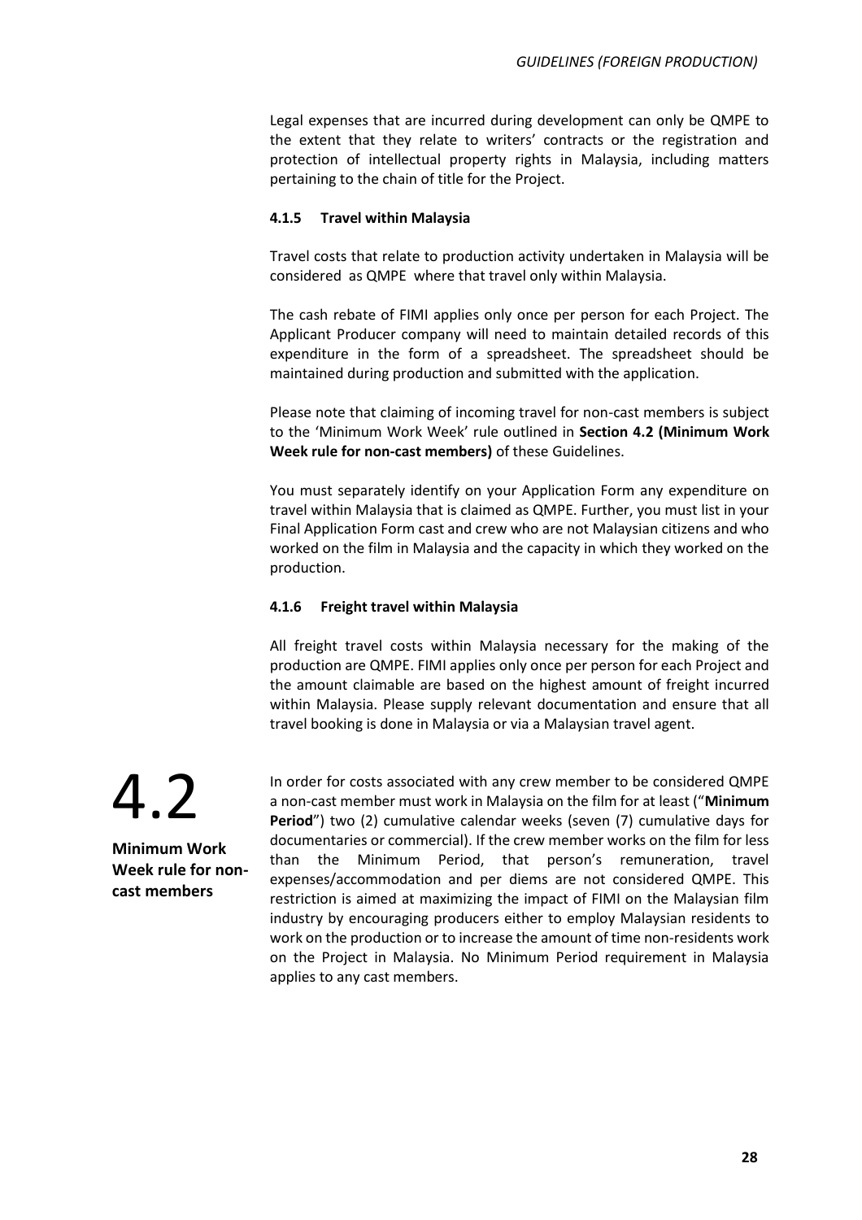Legal expenses that are incurred during development can only be QMPE to the extent that they relate to writers' contracts or the registration and protection of intellectual property rights in Malaysia, including matters pertaining to the chain of title for the Project.

#### 4.1.5 Travel within Malaysia

Travel costs that relate to production activity undertaken in Malaysia will be considered as QMPE where that travel only within Malaysia.

The cash rebate of FIMI applies only once per person for each Project. The Applicant Producer company will need to maintain detailed records of this expenditure in the form of a spreadsheet. The spreadsheet should be maintained during production and submitted with the application.

Please note that claiming of incoming travel for non-cast members is subject to the 'Minimum Work Week' rule outlined in **Section 4.2 (Minimum Work Week rule for non-cast members)** of these Guidelines.

You must separately identify on your Application Form any expenditure on travel within Malaysia that is claimed as QMPE. Further, you must list in your Final Application Form cast and crew who are not Malaysian citizens and who worked on the film in Malaysia and the capacity in which they worked on the production.

#### 4.1.6 Freight travel within Malaysia

All freight travel costs within Malaysia necessary for the making of the production are QMPE. FIMI applies only once per person for each Project and the amount claimable are based on the highest amount of freight incurred within Malaysia. Please supply relevant documentation and ensure that all travel booking is done in Malaysia or via a Malaysian travel agent.

## 4.2 Minimum Work Week rule for non-cast members

In order for costs associated with any crew member to be considered QMPE a non-cast member must work in Malaysia on the film for at least ("**Minimum Period**") two (2) cumulative calendar weeks (seven (7) cumulative days for documentaries or commercial). If the crew member works on the film for less than the Minimum Period, that person's remuneration, travel expenses/accommodation and per diems are not considered QMPE. This restriction is aimed at maximizing the impact of FIMI on the Malaysian film industry by encouraging producers either to employ Malaysian residents to work on the production or to increase the amount of time non-residents work on the Project in Malaysia. No Minimum Period requirement in Malaysia applies to any cast members.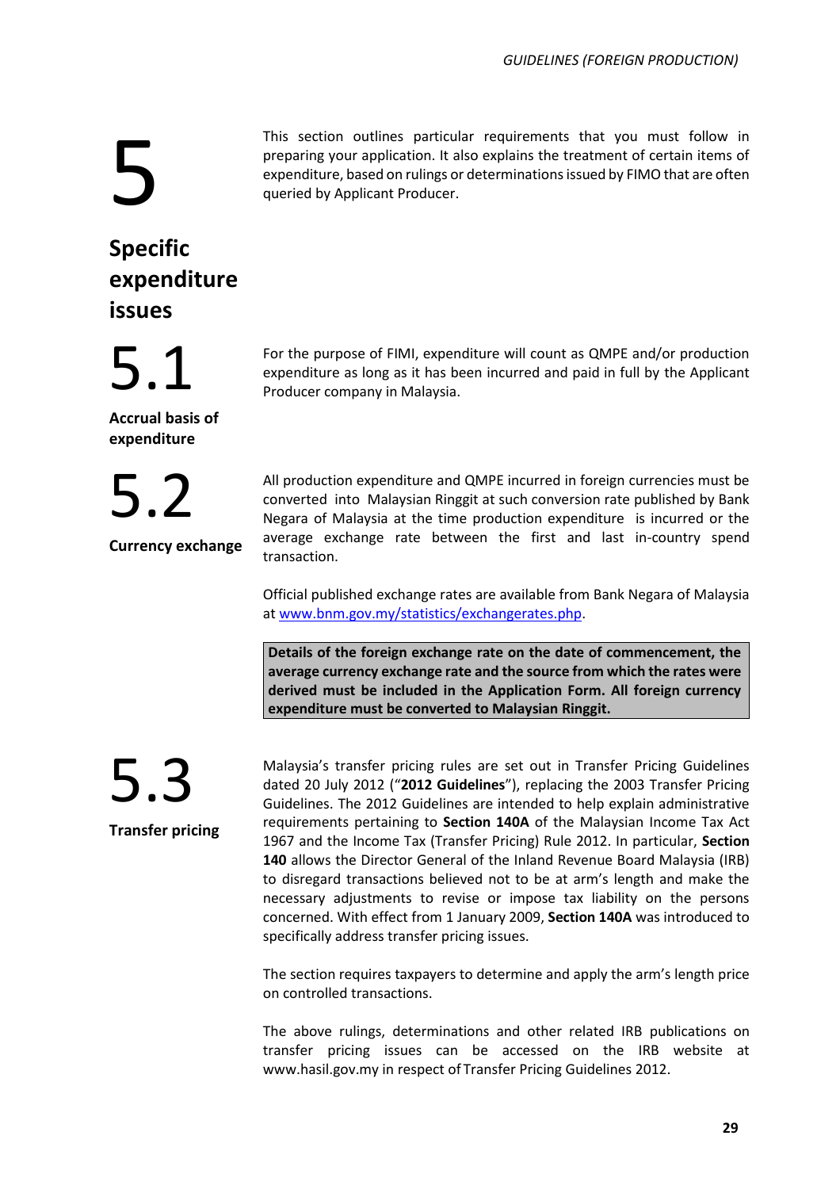# 5 Specific expenditure issues

This section outlines particular requirements that you must follow in preparing your application. It also explains the treatment of certain items of expenditure, based on rulings or determinations issued by FIMO that are often queried by Applicant Producer.

## 5.1 Accrual basis of expenditure

For the purpose of FIMI, expenditure will count as QMPE and/or production expenditure as long as it has been incurred and paid in full by the Applicant Producer company in Malaysia.

## 5.2 Currency exchange

All production expenditure and QMPE incurred in foreign currencies must be converted into Malaysian Ringgit at such conversion rate published by Bank Negara of Malaysia at the time production expenditure is incurred or the average exchange rate between the first and last in-country spend transaction.

Official published exchange rates are available from Bank Negara of Malaysia at [www.bnm.gov.my/statistics/exchangerates.php](www.bnm.gov.my/statistics/exchangerates.php).

**Details of the foreign exchange rate on the date of commencement, the average currency exchange rate and the source from which the rates were derived must be included in the Application Form. All foreign currency expenditure must be converted to Malaysian Ringgit.**

## 5.3 Transfer pricing

Malaysia's transfer pricing rules are set out in Transfer Pricing Guidelines dated 20 July 2012 ("**2012 Guidelines**"), replacing the 2003 Transfer Pricing Guidelines. The 2012 Guidelines are intended to help explain administrative requirements pertaining to **Section 140A** of the Malaysian Income Tax Act 1967 and the Income Tax (Transfer Pricing) Rule 2012. In particular, **Section 140** allows the Director General of the Inland Revenue Board Malaysia (IRB) to disregard transactions believed not to be at arm's length and make the necessary adjustments to revise or impose tax liability on the persons concerned. With effect from 1 January 2009, **Section 140A** was introduced to specifically address transfer pricing issues.

The section requires taxpayers to determine and apply the arm's length price on controlled transactions.

The above rulings, determinations and other related IRB publications on transfer pricing issues can be accessed on the IRB website at www.hasil.gov.my in respect of Transfer Pricing Guidelines 2012.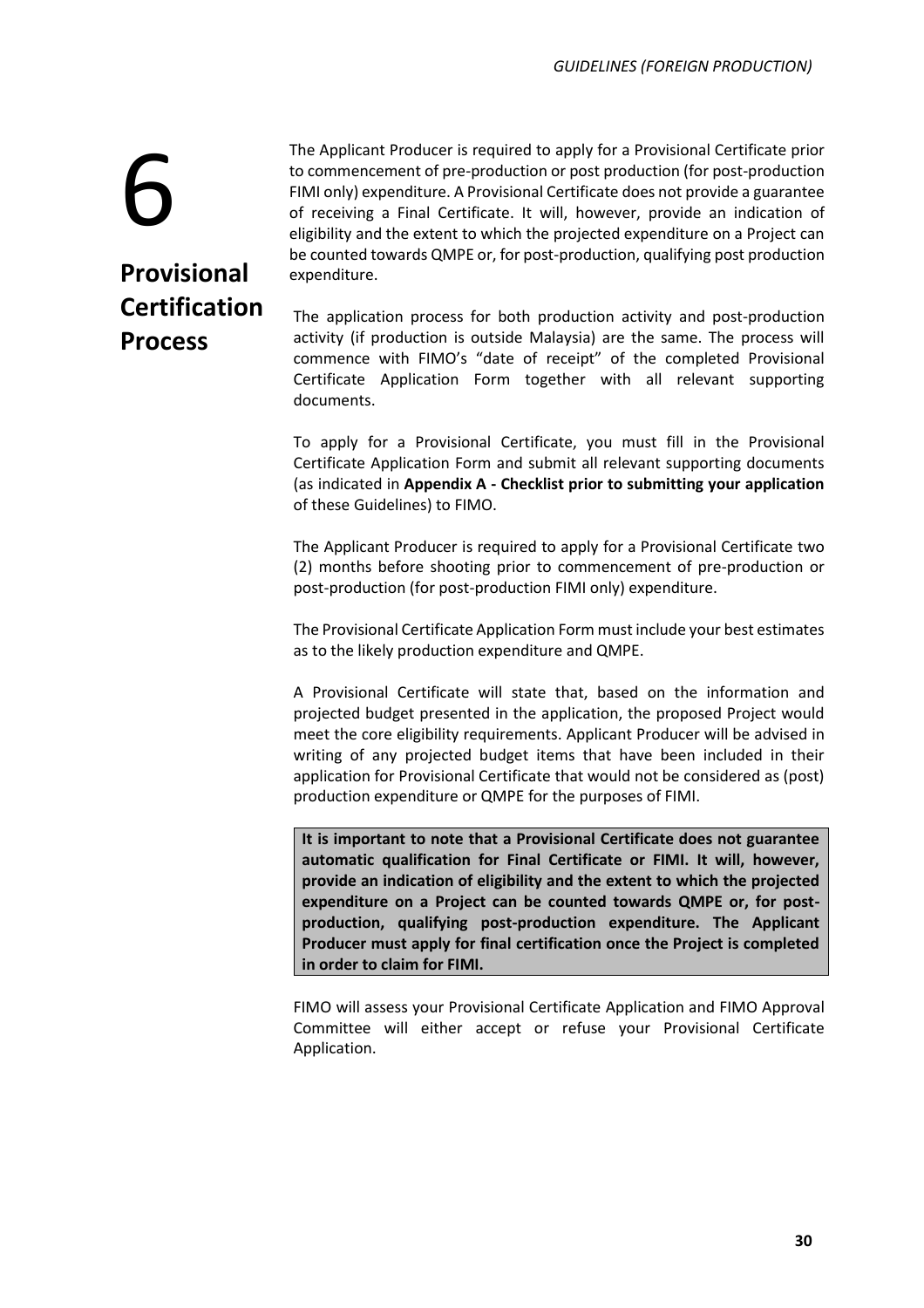# 6

## Provisional Certification Process

The Applicant Producer is required to apply for a Provisional Certificate prior to commencement of pre-production or post production (for post-production FIMI only) expenditure. A Provisional Certificate does not provide a guarantee of receiving a Final Certificate. It will, however, provide an indication of eligibility and the extent to which the projected expenditure on a Project can be counted towards QMPE or, for post-production, qualifying post production expenditure.

The application process for both production activity and post-production activity (if production is outside Malaysia) are the same. The process will commence with FIMO's "date of receipt" of the completed Provisional Certificate Application Form together with all relevant supporting documents.

To apply for a Provisional Certificate, you must fill in the Provisional Certificate Application Form and submit all relevant supporting documents (as indicated in **Appendix A - Checklist prior to submitting your application** of these Guidelines) to FIMO.

The Applicant Producer is required to apply for a Provisional Certificate two (2) months before shooting prior to commencement of pre-production or post-production (for post-production FIMI only) expenditure.

The Provisional Certificate Application Form must include your best estimates as to the likely production expenditure and QMPE.

A Provisional Certificate will state that, based on the information and projected budget presented in the application, the proposed Project would meet the core eligibility requirements. Applicant Producer will be advised in writing of any projected budget items that have been included in their application for Provisional Certificate that would not be considered as (post) production expenditure or QMPE for the purposes of FIMI.

**It is important to note that a Provisional Certificate does not guarantee automatic qualification for Final Certificate or FIMI. It will, however, provide an indication of eligibility and the extent to which the projected expenditure on a Project can be counted towards QMPE or, for post-production, qualifying post-production expenditure. The Applicant Producer must apply for final certification once the Project is completed in order to claim for FIMI.**

FIMO will assess your Provisional Certificate Application and FIMO Approval Committee will either accept or refuse your Provisional Certificate Application.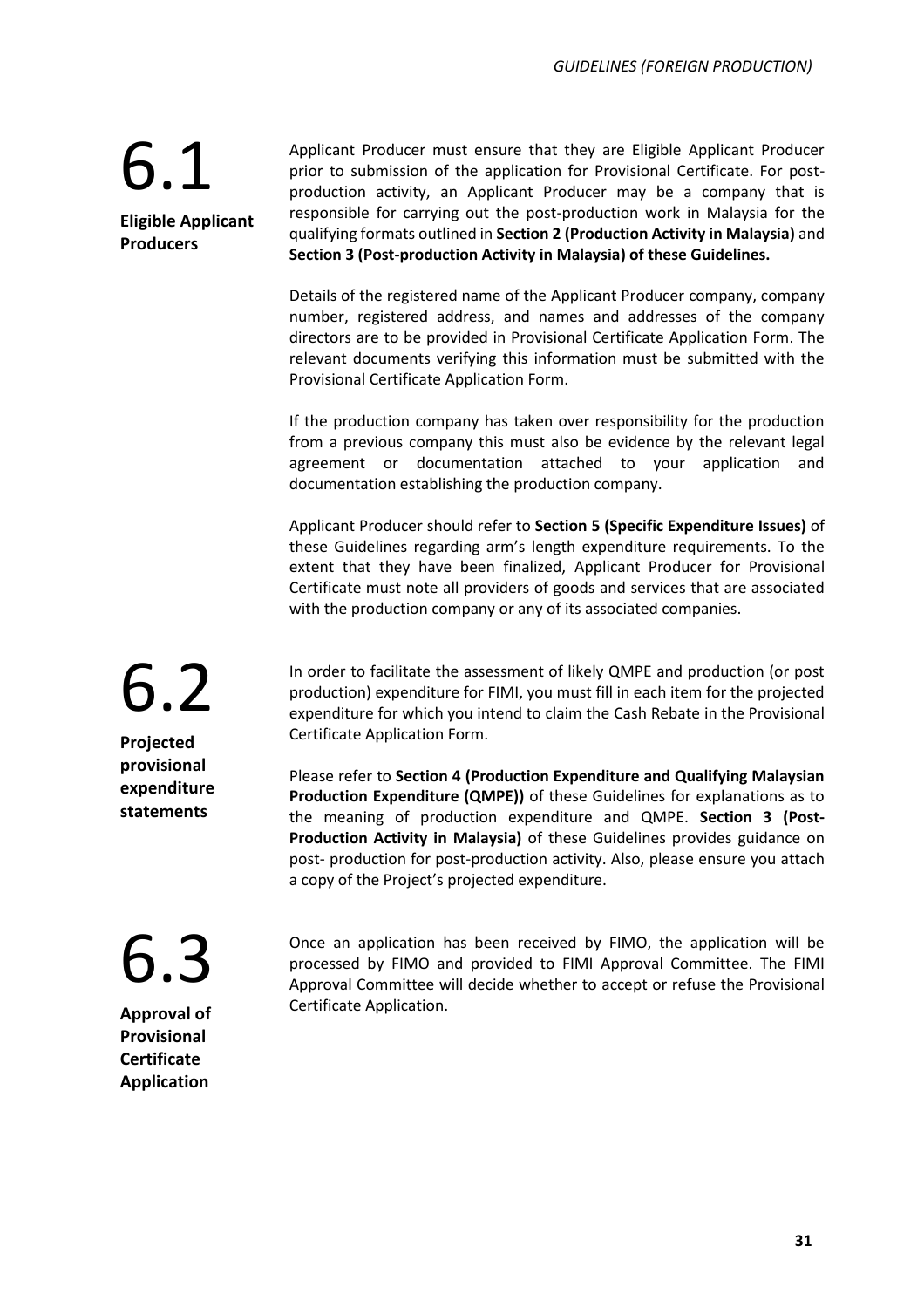## 6.1 Eligible Applicant Producers

Applicant Producer must ensure that they are Eligible Applicant Producer prior to submission of the application for Provisional Certificate. For post-production activity, an Applicant Producer may be a company that is responsible for carrying out the post-production work in Malaysia for the qualifying formats outlined in **Section 2 (Production Activity in Malaysia)** and **Section 3 (Post-production Activity in Malaysia) of these Guidelines.**

Details of the registered name of the Applicant Producer company, company number, registered address, and names and addresses of the company directors are to be provided in Provisional Certificate Application Form. The relevant documents verifying this information must be submitted with the Provisional Certificate Application Form.

If the production company has taken over responsibility for the production from a previous company this must also be evidence by the relevant legal agreement or documentation attached to your application and documentation establishing the production company.

Applicant Producer should refer to **Section 5 (Specific Expenditure Issues)** of these Guidelines regarding arm's length expenditure requirements. To the extent that they have been finalized, Applicant Producer for Provisional Certificate must note all providers of goods and services that are associated with the production company or any of its associated companies.

## 6.2 Projected provisional expenditure statements

In order to facilitate the assessment of likely QMPE and production (or post production) expenditure for FIMI, you must fill in each item for the projected expenditure for which you intend to claim the Cash Rebate in the Provisional Certificate Application Form.

Please refer to **Section 4 (Production Expenditure and Qualifying Malaysian Production Expenditure (QMPE))** of these Guidelines for explanations as to the meaning of production expenditure and QMPE. **Section 3 (Post-Production Activity in Malaysia)** of these Guidelines provides guidance on post- production for post-production activity. Also, please ensure you attach a copy of the Project's projected expenditure.

## 6.3 Approval of Provisional Certificate Application

Once an application has been received by FIMO, the application will be processed by FIMO and provided to FIMI Approval Committee. The FIMI Approval Committee will decide whether to accept or refuse the Provisional Certificate Application.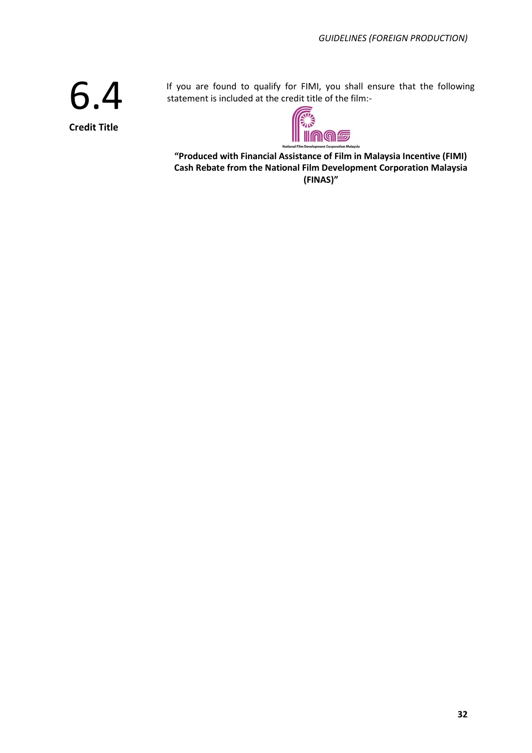## 6.4 Credit Title

If you are found to qualify for FIMI, you shall ensure that the following statement is included at the credit title of the film:-

National Film Development Corporation Malaysia

**"Produced with Financial Assistance of Film in Malaysia Incentive (FIMI) Cash Rebate from the National Film Development Corporation Malaysia (FINAS)"**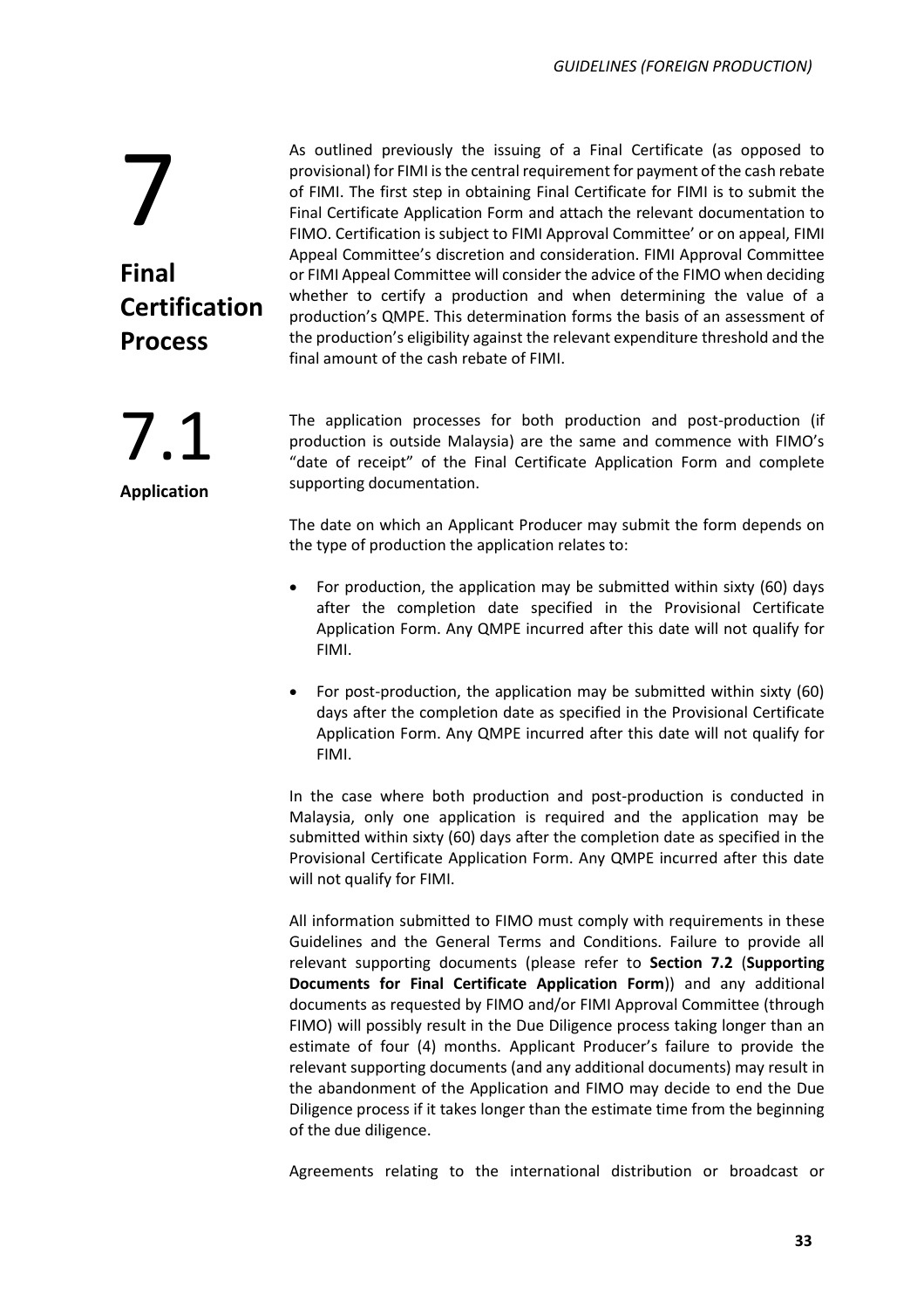# 7 Final Certification Process

As outlined previously the issuing of a Final Certificate (as opposed to provisional) for FIMI is the central requirement for payment of the cash rebate of FIMI. The first step in obtaining Final Certificate for FIMI is to submit the Final Certificate Application Form and attach the relevant documentation to FIMO. Certification is subject to FIMI Approval Committee' or on appeal, FIMI Appeal Committee's discretion and consideration. FIMI Approval Committee or FIMI Appeal Committee will consider the advice of the FIMO when deciding whether to certify a production and when determining the value of a production's QMPE. This determination forms the basis of an assessment of the production's eligibility against the relevant expenditure threshold and the final amount of the cash rebate of FIMI.

## 7.1 Application

The application processes for both production and post-production (if production is outside Malaysia) are the same and commence with FIMO's "date of receipt" of the Final Certificate Application Form and complete supporting documentation.

The date on which an Applicant Producer may submit the form depends on the type of production the application relates to:

- For production, the application may be submitted within sixty (60) days after the completion date specified in the Provisional Certificate Application Form. Any QMPE incurred after this date will not qualify for FIMI.
- For post-production, the application may be submitted within sixty (60) days after the completion date as specified in the Provisional Certificate Application Form. Any QMPE incurred after this date will not qualify for FIMI.

In the case where both production and post-production is conducted in Malaysia, only one application is required and the application may be submitted within sixty (60) days after the completion date as specified in the Provisional Certificate Application Form. Any QMPE incurred after this date will not qualify for FIMI.

All information submitted to FIMO must comply with requirements in these Guidelines and the General Terms and Conditions. Failure to provide all relevant supporting documents (please refer to **Section 7.2** (**Supporting Documents for Final Certificate Application Form**)) and any additional documents as requested by FIMO and/or FIMI Approval Committee (through FIMO) will possibly result in the Due Diligence process taking longer than an estimate of four (4) months. Applicant Producer's failure to provide the relevant supporting documents (and any additional documents) may result in the abandonment of the Application and FIMO may decide to end the Due Diligence process if it takes longer than the estimate time from the beginning of the due diligence.

Agreements relating to the international distribution or broadcast or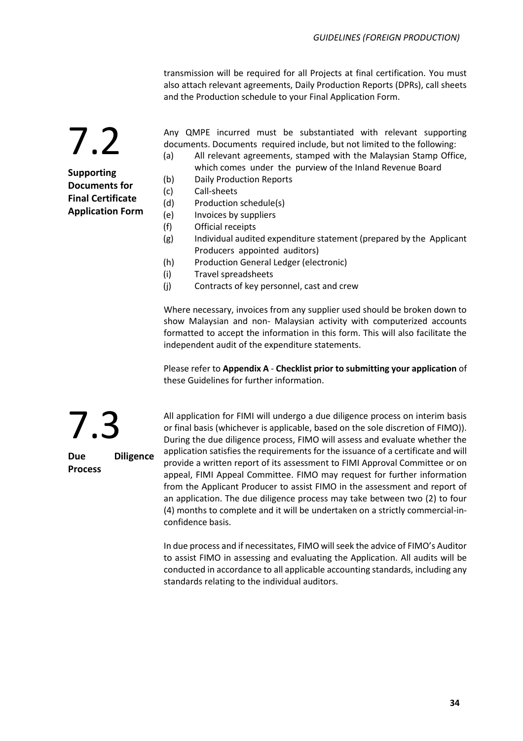transmission will be required for all Projects at final certification. You must also attach relevant agreements, Daily Production Reports (DPRs), call sheets and the Production schedule to your Final Application Form.

## 7.2 Supporting Documents for Final Certificate Application Form

Any QMPE incurred must be substantiated with relevant supporting documents. Documents required include, but not limited to the following:

(a) All relevant agreements, stamped with the Malaysian Stamp Office, which comes under the purview of the Inland Revenue Board
(b) Daily Production Reports
(c) Call-sheets
(d) Production schedule(s)
(e) Invoices by suppliers
(f) Official receipts
(g) Individual audited expenditure statement (prepared by the Applicant Producers appointed auditors)
(h) Production General Ledger (electronic)
(i) Travel spreadsheets
(j) Contracts of key personnel, cast and crew

Where necessary, invoices from any supplier used should be broken down to show Malaysian and non- Malaysian activity with computerized accounts formatted to accept the information in this form. This will also facilitate the independent audit of the expenditure statements.

Please refer to **Appendix A** - **Checklist prior to submitting your application** of these Guidelines for further information.

## 7.3 Due Diligence Process

All application for FIMI will undergo a due diligence process on interim basis or final basis (whichever is applicable, based on the sole discretion of FIMO)). During the due diligence process, FIMO will assess and evaluate whether the application satisfies the requirements for the issuance of a certificate and will provide a written report of its assessment to FIMI Approval Committee or on appeal, FIMI Appeal Committee. FIMO may request for further information from the Applicant Producer to assist FIMO in the assessment and report of an application. The due diligence process may take between two (2) to four (4) months to complete and it will be undertaken on a strictly commercial-in-confidence basis.

In due process and if necessitates, FIMO will seek the advice of FIMO's Auditor to assist FIMO in assessing and evaluating the Application. All audits will be conducted in accordance to all applicable accounting standards, including any standards relating to the individual auditors.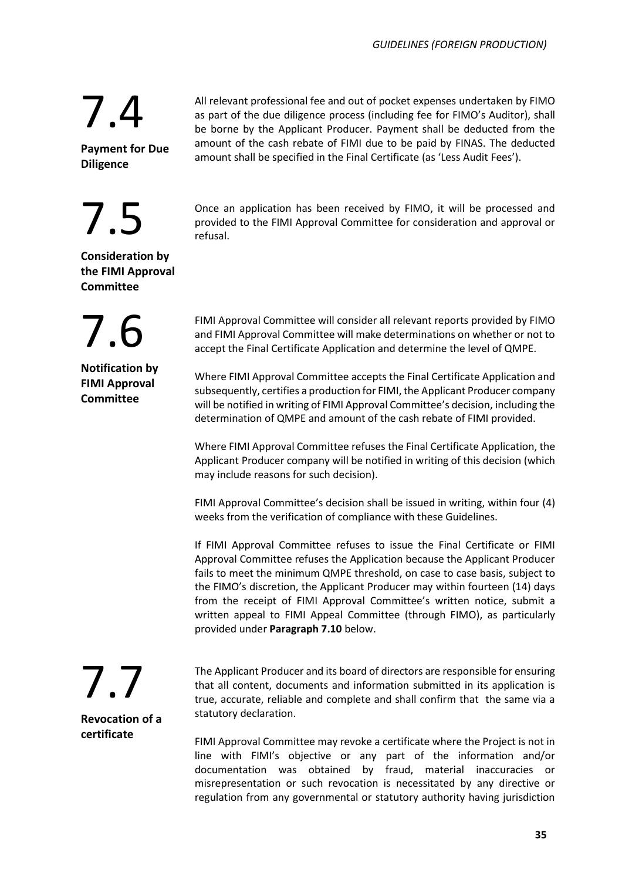## 7.4 Payment for Due Diligence

All relevant professional fee and out of pocket expenses undertaken by FIMO as part of the due diligence process (including fee for FIMO's Auditor), shall be borne by the Applicant Producer. Payment shall be deducted from the amount of the cash rebate of FIMI due to be paid by FINAS. The deducted amount shall be specified in the Final Certificate (as 'Less Audit Fees').

## 7.5 Consideration by the FIMI Approval Committee

Once an application has been received by FIMO, it will be processed and provided to the FIMI Approval Committee for consideration and approval or refusal.

## 7.6 Notification by FIMI Approval Committee

FIMI Approval Committee will consider all relevant reports provided by FIMO and FIMI Approval Committee will make determinations on whether or not to accept the Final Certificate Application and determine the level of QMPE.

Where FIMI Approval Committee accepts the Final Certificate Application and subsequently, certifies a production for FIMI, the Applicant Producer company will be notified in writing of FIMI Approval Committee's decision, including the determination of QMPE and amount of the cash rebate of FIMI provided.

Where FIMI Approval Committee refuses the Final Certificate Application, the Applicant Producer company will be notified in writing of this decision (which may include reasons for such decision).

FIMI Approval Committee's decision shall be issued in writing, within four (4) weeks from the verification of compliance with these Guidelines.

If FIMI Approval Committee refuses to issue the Final Certificate or FIMI Approval Committee refuses the Application because the Applicant Producer fails to meet the minimum QMPE threshold, on case to case basis, subject to the FIMO's discretion, the Applicant Producer may within fourteen (14) days from the receipt of FIMI Approval Committee's written notice, submit a written appeal to FIMI Appeal Committee (through FIMO), as particularly provided under **Paragraph 7.10** below.

## 7.7 Revocation of a certificate

The Applicant Producer and its board of directors are responsible for ensuring that all content, documents and information submitted in its application is true, accurate, reliable and complete and shall confirm that the same via a statutory declaration.

FIMI Approval Committee may revoke a certificate where the Project is not in line with FIMI's objective or any part of the information and/or documentation was obtained by fraud, material inaccuracies or misrepresentation or such revocation is necessitated by any directive or regulation from any governmental or statutory authority having jurisdiction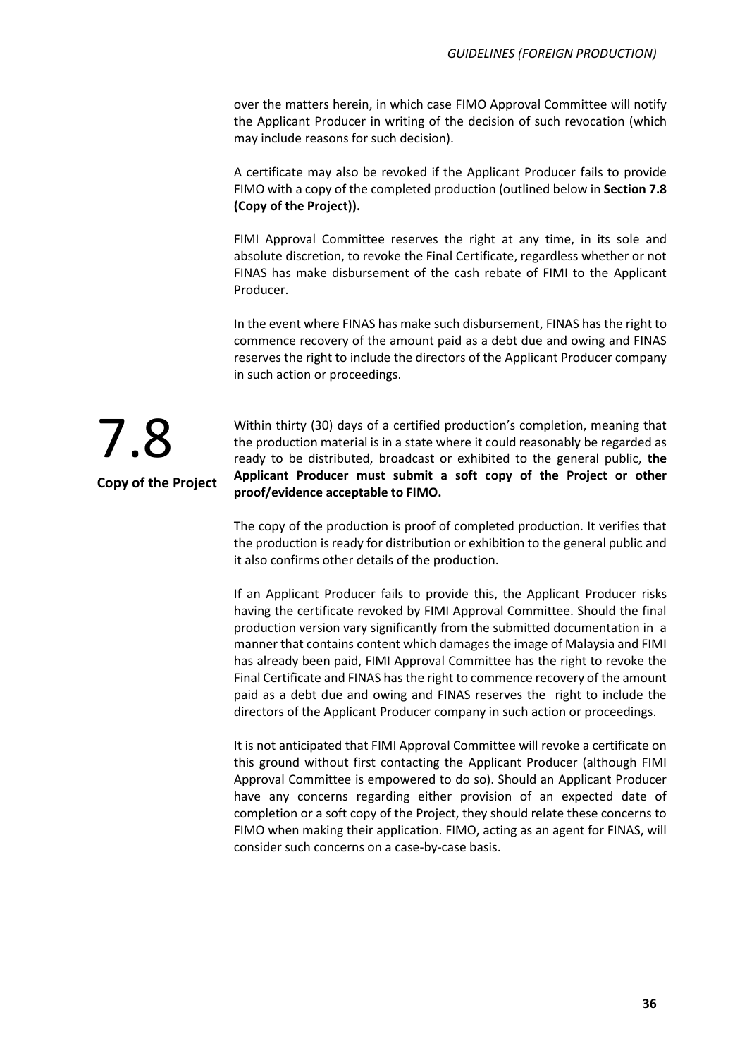over the matters herein, in which case FIMO Approval Committee will notify the Applicant Producer in writing of the decision of such revocation (which may include reasons for such decision).

A certificate may also be revoked if the Applicant Producer fails to provide FIMO with a copy of the completed production (outlined below in **Section 7.8 (Copy of the Project)).**

FIMI Approval Committee reserves the right at any time, in its sole and absolute discretion, to revoke the Final Certificate, regardless whether or not FINAS has make disbursement of the cash rebate of FIMI to the Applicant Producer.

In the event where FINAS has make such disbursement, FINAS has the right to commence recovery of the amount paid as a debt due and owing and FINAS reserves the right to include the directors of the Applicant Producer company in such action or proceedings.

## 7.8 Copy of the Project

Within thirty (30) days of a certified production's completion, meaning that the production material is in a state where it could reasonably be regarded as ready to be distributed, broadcast or exhibited to the general public, **the Applicant Producer must submit a soft copy of the Project or other proof/evidence acceptable to FIMO.**

The copy of the production is proof of completed production. It verifies that the production is ready for distribution or exhibition to the general public and it also confirms other details of the production.

If an Applicant Producer fails to provide this, the Applicant Producer risks having the certificate revoked by FIMI Approval Committee. Should the final production version vary significantly from the submitted documentation in a manner that contains content which damages the image of Malaysia and FIMI has already been paid, FIMI Approval Committee has the right to revoke the Final Certificate and FINAS has the right to commence recovery of the amount paid as a debt due and owing and FINAS reserves the right to include the directors of the Applicant Producer company in such action or proceedings.

It is not anticipated that FIMI Approval Committee will revoke a certificate on this ground without first contacting the Applicant Producer (although FIMI Approval Committee is empowered to do so). Should an Applicant Producer have any concerns regarding either provision of an expected date of completion or a soft copy of the Project, they should relate these concerns to FIMO when making their application. FIMO, acting as an agent for FINAS, will consider such concerns on a case-by-case basis.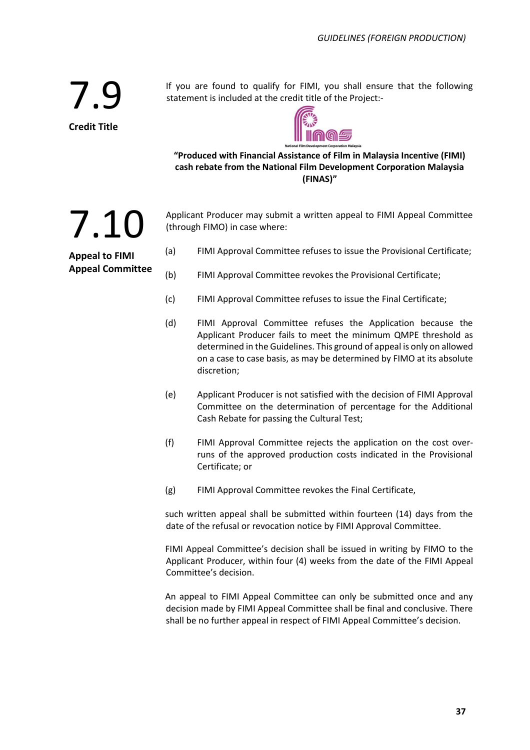## 7.9 Credit Title

If you are found to qualify for FIMI, you shall ensure that the following statement is included at the credit title of the Project:-

National Film Development Corporation Malaysia

**"Produced with Financial Assistance of Film in Malaysia Incentive (FIMI) cash rebate from the National Film Development Corporation Malaysia (FINAS)"**

## 7.10 Appeal to FIMI Appeal Committee

Applicant Producer may submit a written appeal to FIMI Appeal Committee (through FIMO) in case where:

(a) FIMI Approval Committee refuses to issue the Provisional Certificate;

(b) FIMI Approval Committee revokes the Provisional Certificate;

(c) FIMI Approval Committee refuses to issue the Final Certificate;

(d) FIMI Approval Committee refuses the Application because the Applicant Producer fails to meet the minimum QMPE threshold as determined in the Guidelines. This ground of appeal is only on allowed on a case to case basis, as may be determined by FIMO at its absolute discretion;

(e) Applicant Producer is not satisfied with the decision of FIMI Approval Committee on the determination of percentage for the Additional Cash Rebate for passing the Cultural Test;

(f) FIMI Approval Committee rejects the application on the cost over-runs of the approved production costs indicated in the Provisional Certificate; or

(g) FIMI Approval Committee revokes the Final Certificate,

such written appeal shall be submitted within fourteen (14) days from the date of the refusal or revocation notice by FIMI Approval Committee.

FIMI Appeal Committee's decision shall be issued in writing by FIMO to the Applicant Producer, within four (4) weeks from the date of the FIMI Appeal Committee's decision.

An appeal to FIMI Appeal Committee can only be submitted once and any decision made by FIMI Appeal Committee shall be final and conclusive. There shall be no further appeal in respect of FIMI Appeal Committee's decision.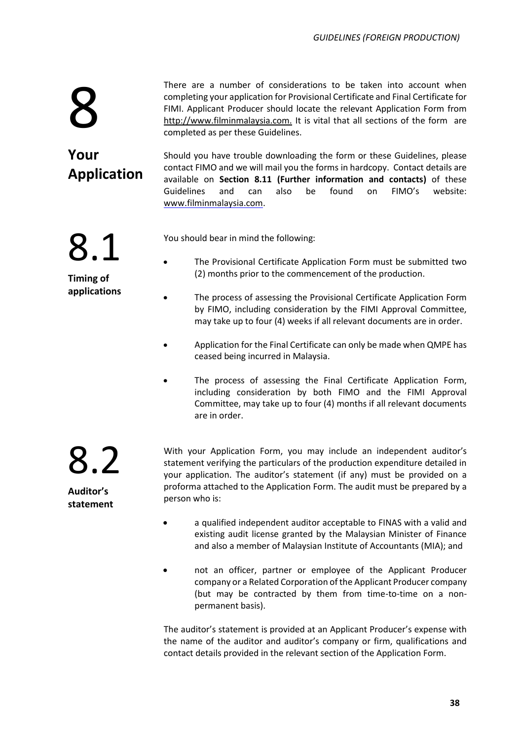# 8 Your Application

There are a number of considerations to be taken into account when completing your application for Provisional Certificate and Final Certificate for FIMI. Applicant Producer should locate the relevant Application Form from http://www.filminmalaysia.com. It is vital that all sections of the form are completed as per these Guidelines.

Should you have trouble downloading the form or these Guidelines, please contact FIMO and we will mail you the forms in hardcopy. Contact details are available on **Section 8.11 (Further information and contacts)** of these Guidelines and can also be found on FIMO's website: www.filminmalaysia.com.

## 8.1 Timing of applications

You should bear in mind the following:

- The Provisional Certificate Application Form must be submitted two (2) months prior to the commencement of the production.
- The process of assessing the Provisional Certificate Application Form by FIMO, including consideration by the FIMI Approval Committee, may take up to four (4) weeks if all relevant documents are in order.
- Application for the Final Certificate can only be made when QMPE has ceased being incurred in Malaysia.
- The process of assessing the Final Certificate Application Form, including consideration by both FIMO and the FIMI Approval Committee, may take up to four (4) months if all relevant documents are in order.

## 8.2 Auditor's statement

With your Application Form, you may include an independent auditor's statement verifying the particulars of the production expenditure detailed in your application. The auditor's statement (if any) must be provided on a proforma attached to the Application Form. The audit must be prepared by a person who is:

- a qualified independent auditor acceptable to FINAS with a valid and existing audit license granted by the Malaysian Minister of Finance and also a member of Malaysian Institute of Accountants (MIA); and
- not an officer, partner or employee of the Applicant Producer company or a Related Corporation of the Applicant Producer company (but may be contracted by them from time-to-time on a non-permanent basis).

The auditor's statement is provided at an Applicant Producer's expense with the name of the auditor and auditor's company or firm, qualifications and contact details provided in the relevant section of the Application Form.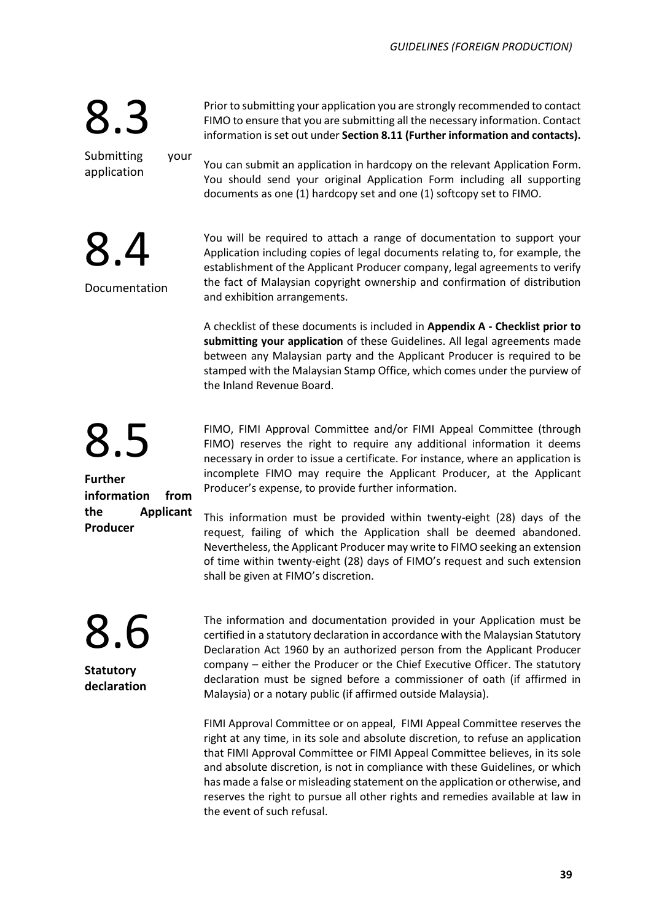## 8.3 Submitting your application

Prior to submitting your application you are strongly recommended to contact FIMO to ensure that you are submitting all the necessary information. Contact information is set out under **Section 8.11 (Further information and contacts).**

You can submit an application in hardcopy on the relevant Application Form. You should send your original Application Form including all supporting documents as one (1) hardcopy set and one (1) softcopy set to FIMO.

## 8.4 Documentation

You will be required to attach a range of documentation to support your Application including copies of legal documents relating to, for example, the establishment of the Applicant Producer company, legal agreements to verify the fact of Malaysian copyright ownership and confirmation of distribution and exhibition arrangements.

A checklist of these documents is included in **Appendix A - Checklist prior to submitting your application** of these Guidelines. All legal agreements made between any Malaysian party and the Applicant Producer is required to be stamped with the Malaysian Stamp Office, which comes under the purview of the Inland Revenue Board.

## 8.5 Further information from the Applicant Producer

FIMO, FIMI Approval Committee and/or FIMI Appeal Committee (through FIMO) reserves the right to require any additional information it deems necessary in order to issue a certificate. For instance, where an application is incomplete FIMO may require the Applicant Producer, at the Applicant Producer's expense, to provide further information.

This information must be provided within twenty-eight (28) days of the request, failing of which the Application shall be deemed abandoned. Nevertheless, the Applicant Producer may write to FIMO seeking an extension of time within twenty-eight (28) days of FIMO's request and such extension shall be given at FIMO's discretion.

## 8.6 Statutory declaration

The information and documentation provided in your Application must be certified in a statutory declaration in accordance with the Malaysian Statutory Declaration Act 1960 by an authorized person from the Applicant Producer company – either the Producer or the Chief Executive Officer. The statutory declaration must be signed before a commissioner of oath (if affirmed in Malaysia) or a notary public (if affirmed outside Malaysia).

FIMI Approval Committee or on appeal, FIMI Appeal Committee reserves the right at any time, in its sole and absolute discretion, to refuse an application that FIMI Approval Committee or FIMI Appeal Committee believes, in its sole and absolute discretion, is not in compliance with these Guidelines, or which has made a false or misleading statement on the application or otherwise, and reserves the right to pursue all other rights and remedies available at law in the event of such refusal.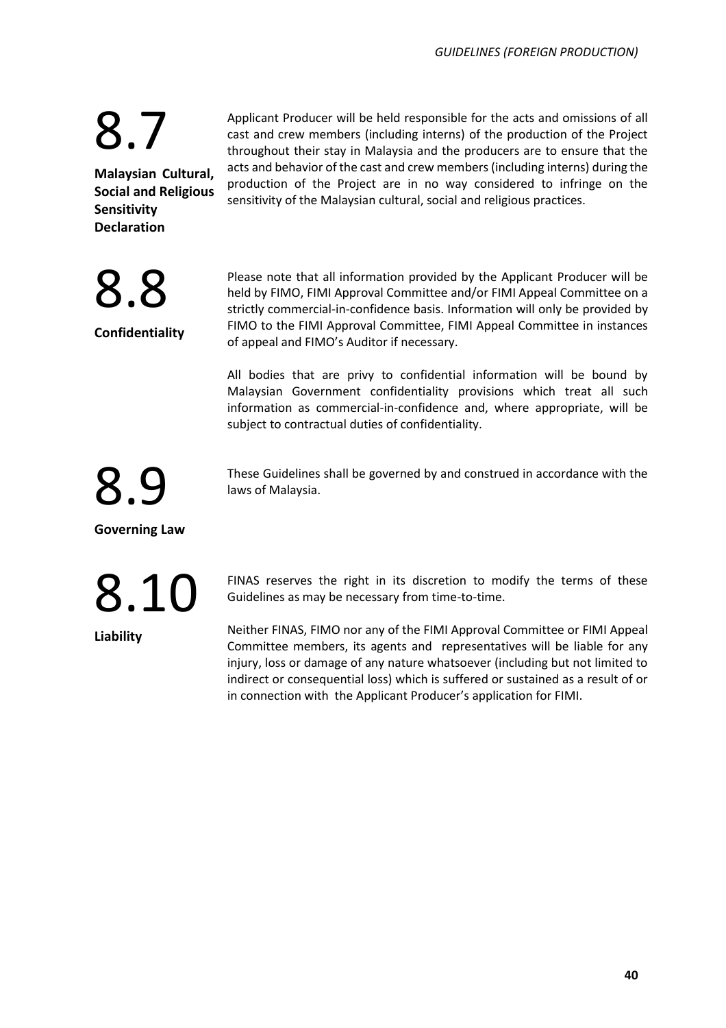## 8.7 Malaysian Cultural, Social and Religious Sensitivity Declaration

Applicant Producer will be held responsible for the acts and omissions of all cast and crew members (including interns) of the production of the Project throughout their stay in Malaysia and the producers are to ensure that the acts and behavior of the cast and crew members (including interns) during the production of the Project are in no way considered to infringe on the sensitivity of the Malaysian cultural, social and religious practices.

## 8.8 Confidentiality

Please note that all information provided by the Applicant Producer will be held by FIMO, FIMI Approval Committee and/or FIMI Appeal Committee on a strictly commercial-in-confidence basis. Information will only be provided by FIMO to the FIMI Approval Committee, FIMI Appeal Committee in instances of appeal and FIMO's Auditor if necessary.

All bodies that are privy to confidential information will be bound by Malaysian Government confidentiality provisions which treat all such information as commercial-in-confidence and, where appropriate, will be subject to contractual duties of confidentiality.

## 8.9 Governing Law

These Guidelines shall be governed by and construed in accordance with the laws of Malaysia.

## 8.10 Liability

FINAS reserves the right in its discretion to modify the terms of these Guidelines as may be necessary from time-to-time.

Neither FINAS, FIMO nor any of the FIMI Approval Committee or FIMI Appeal Committee members, its agents and representatives will be liable for any injury, loss or damage of any nature whatsoever (including but not limited to indirect or consequential loss) which is suffered or sustained as a result of or in connection with the Applicant Producer's application for FIMI.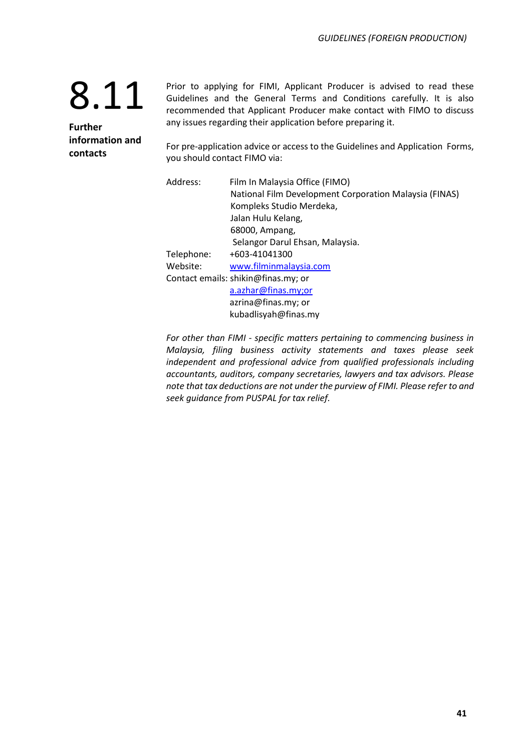## 8.11 Further information and contacts

Prior to applying for FIMI, Applicant Producer is advised to read these Guidelines and the General Terms and Conditions carefully. It is also recommended that Applicant Producer make contact with FIMO to discuss any issues regarding their application before preparing it.

For pre-application advice or access to the Guidelines and Application Forms, you should contact FIMO via:

Address: Film In Malaysia Office (FIMO)
National Film Development Corporation Malaysia (FINAS)
Kompleks Studio Merdeka,
Jalan Hulu Kelang,
68000, Ampang,
Selangor Darul Ehsan, Malaysia.

Telephone: +603-41041300

Website: www.filminmalaysia.com

Contact emails: shikin@finas.my; or
a.azhar@finas.my;or
azrina@finas.my; or
kubadlisyah@finas.my

*For other than FIMI - specific matters pertaining to commencing business in Malaysia, filing business activity statements and taxes please seek independent and professional advice from qualified professionals including accountants, auditors, company secretaries, lawyers and tax advisors. Please note that tax deductions are not under the purview of FIMI. Please refer to and seek guidance from PUSPAL for tax relief.*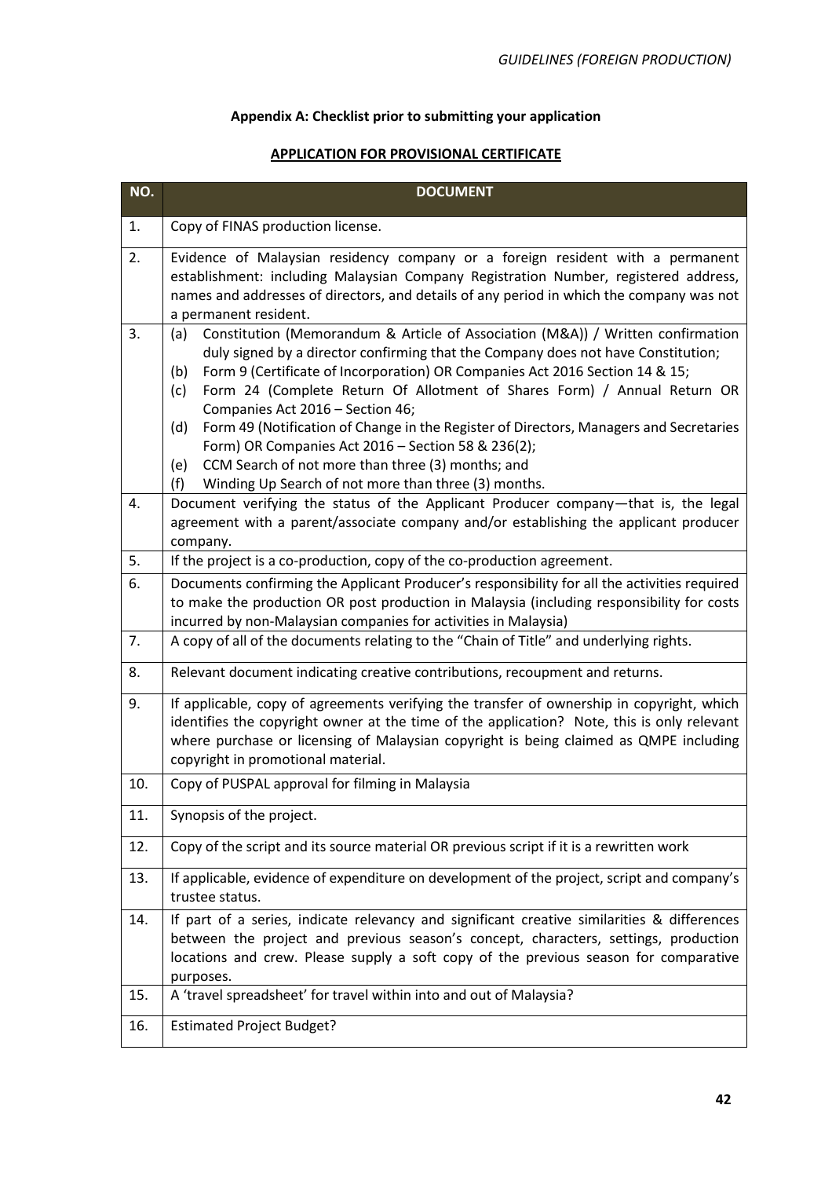### Appendix A: Checklist prior to submitting your application

#### APPLICATION FOR PROVISIONAL CERTIFICATE

| NO. | DOCUMENT |
|---|---|
| 1. | Copy of FINAS production license. |
| 2. | Evidence of Malaysian residency company or a foreign resident with a permanent establishment: including Malaysian Company Registration Number, registered address, names and addresses of directors, and details of any period in which the company was not a permanent resident. |
| 3. | (a) Constitution (Memorandum & Article of Association (M&A)) / Written confirmation duly signed by a director confirming that the Company does not have Constitution;<br>(b) Form 9 (Certificate of Incorporation) OR Companies Act 2016 Section 14 & 15;<br>(c) Form 24 (Complete Return Of Allotment of Shares Form) / Annual Return OR Companies Act 2016 – Section 46;<br>(d) Form 49 (Notification of Change in the Register of Directors, Managers and Secretaries Form) OR Companies Act 2016 – Section 58 & 236(2);<br>(e) CCM Search of not more than three (3) months; and<br>(f) Winding Up Search of not more than three (3) months. |
| 4. | Document verifying the status of the Applicant Producer company—that is, the legal agreement with a parent/associate company and/or establishing the applicant producer company. |
| 5. | If the project is a co-production, copy of the co-production agreement. |
| 6. | Documents confirming the Applicant Producer's responsibility for all the activities required to make the production OR post production in Malaysia (including responsibility for costs incurred by non-Malaysian companies for activities in Malaysia) |
| 7. | A copy of all of the documents relating to the "Chain of Title" and underlying rights. |
| 8. | Relevant document indicating creative contributions, recoupment and returns. |
| 9. | If applicable, copy of agreements verifying the transfer of ownership in copyright, which identifies the copyright owner at the time of the application? Note, this is only relevant where purchase or licensing of Malaysian copyright is being claimed as QMPE including copyright in promotional material. |
| 10. | Copy of PUSPAL approval for filming in Malaysia |
| 11. | Synopsis of the project. |
| 12. | Copy of the script and its source material OR previous script if it is a rewritten work |
| 13. | If applicable, evidence of expenditure on development of the project, script and company's trustee status. |
| 14. | If part of a series, indicate relevancy and significant creative similarities & differences between the project and previous season's concept, characters, settings, production locations and crew. Please supply a soft copy of the previous season for comparative purposes. |
| 15. | A 'travel spreadsheet' for travel within into and out of Malaysia? |
| 16. | Estimated Project Budget? |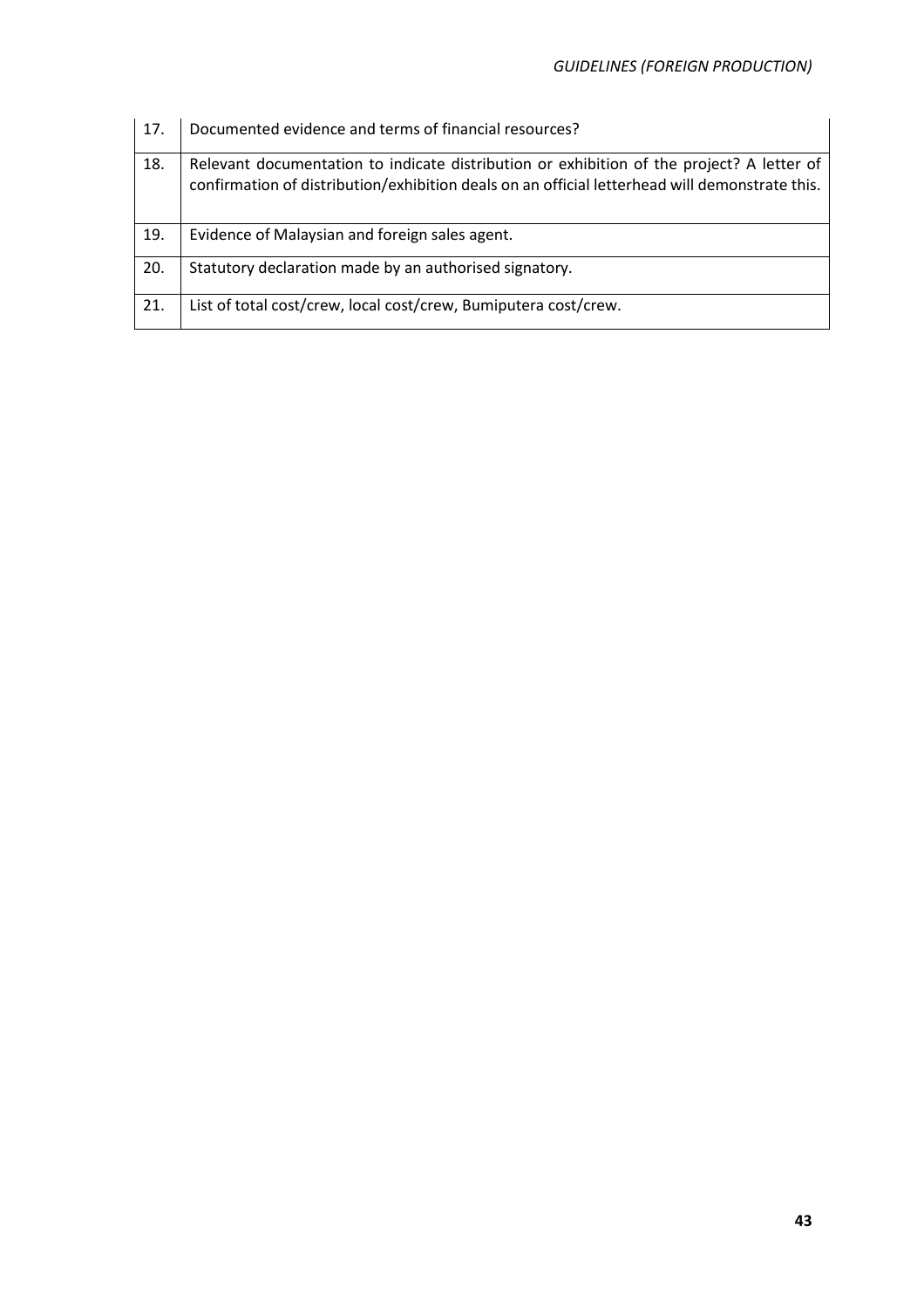| | |
|---|---|
| 17. | Documented evidence and terms of financial resources? |
| 18. | Relevant documentation to indicate distribution or exhibition of the project? A letter of confirmation of distribution/exhibition deals on an official letterhead will demonstrate this. |
| 19. | Evidence of Malaysian and foreign sales agent. |
| 20. | Statutory declaration made by an authorised signatory. |
| 21. | List of total cost/crew, local cost/crew, Bumiputera cost/crew. |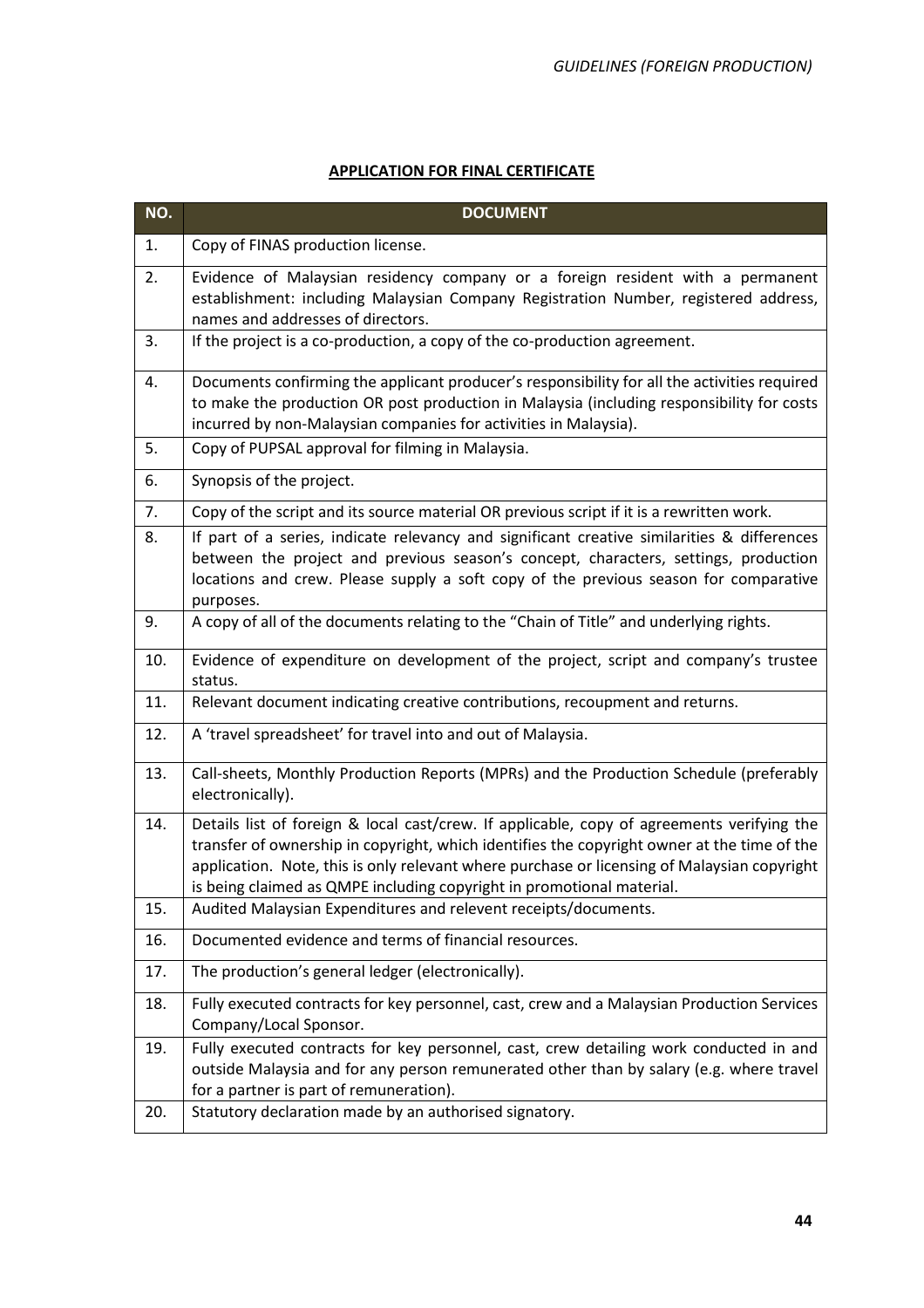**APPLICATION FOR FINAL CERTIFICATE**

| NO. | DOCUMENT |
|---|---|
| 1. | Copy of FINAS production license. |
| 2. | Evidence of Malaysian residency company or a foreign resident with a permanent establishment: including Malaysian Company Registration Number, registered address, names and addresses of directors. |
| 3. | If the project is a co-production, a copy of the co-production agreement. |
| 4. | Documents confirming the applicant producer's responsibility for all the activities required to make the production OR post production in Malaysia (including responsibility for costs incurred by non-Malaysian companies for activities in Malaysia). |
| 5. | Copy of PUPSAL approval for filming in Malaysia. |
| 6. | Synopsis of the project. |
| 7. | Copy of the script and its source material OR previous script if it is a rewritten work. |
| 8. | If part of a series, indicate relevancy and significant creative similarities & differences between the project and previous season's concept, characters, settings, production locations and crew. Please supply a soft copy of the previous season for comparative purposes. |
| 9. | A copy of all of the documents relating to the "Chain of Title" and underlying rights. |
| 10. | Evidence of expenditure on development of the project, script and company's trustee status. |
| 11. | Relevant document indicating creative contributions, recoupment and returns. |
| 12. | A 'travel spreadsheet' for travel into and out of Malaysia. |
| 13. | Call-sheets, Monthly Production Reports (MPRs) and the Production Schedule (preferably electronically). |
| 14. | Details list of foreign & local cast/crew. If applicable, copy of agreements verifying the transfer of ownership in copyright, which identifies the copyright owner at the time of the application. Note, this is only relevant where purchase or licensing of Malaysian copyright is being claimed as QMPE including copyright in promotional material. |
| 15. | Audited Malaysian Expenditures and relevent receipts/documents. |
| 16. | Documented evidence and terms of financial resources. |
| 17. | The production's general ledger (electronically). |
| 18. | Fully executed contracts for key personnel, cast, crew and a Malaysian Production Services Company/Local Sponsor. |
| 19. | Fully executed contracts for key personnel, cast, crew detailing work conducted in and outside Malaysia and for any person remunerated other than by salary (e.g. where travel for a partner is part of remuneration). |
| 20. | Statutory declaration made by an authorised signatory. |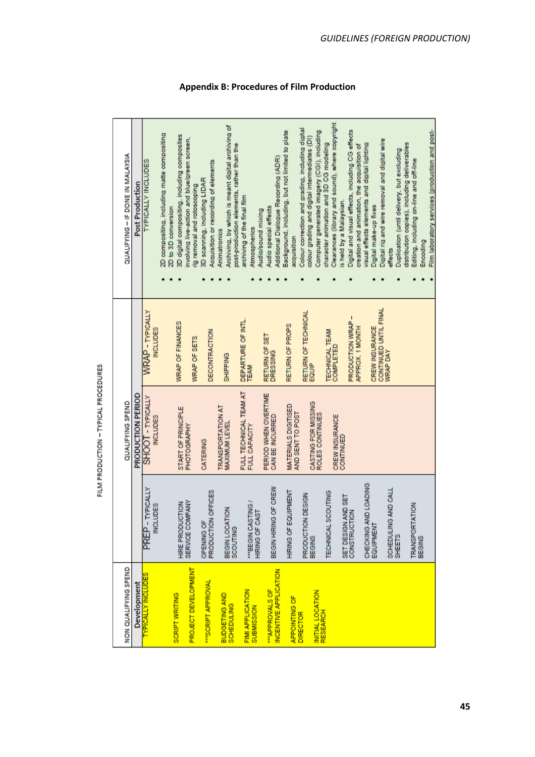## Appendix B: Procedures of Film Production

FILM PRODUCTION – TYPICAL PROCEDURES

| NON QUALIFYING SPEND | QUALIFYING SPEND | | | QUALIFYING – IF DONE IN MALAYSIA |
|---|---|---|---|---|
| Development | PRODUCTION PERIOD | | | Post Production |
| TYPICALLY INCLUDES | PREP - TYPICALLY INCLUDES | SHOOT - TYPICALLY INCLUDES | WRAP - TYPICALLY INCLUDES | TYPICALLY INCLUDES |
| SCRIPT WRITING | HIRE PRODUCTION SERVICE COMPANY | START OF PRINCIPLE PHOTOGRAPHY | WRAP OF FINANCES | • 2D compositing, including matte compositing |
| PROJECT DEVELOPMENT | OPENING OF PRODUCTION OFFICES | CATERING | WRAP OF SETS | • 2D to 3D conversion |
| ***SCRIPT APPROVAL | BEGIN LOCATION SCOUTING | TRANSPORTATION AT MAXIMUM LEVEL | DECONTRACTION | • 3D digital compositing, including composites involving live-action and blue/green screen, rig removal and rotoscoping |
| BUDGETING AND SCHEDULING | ***BEGIN CASTING / HIRING OF CAST | FULL TECHNICAL TEAM AT FULL CAPACITY | SHIPPING | • 3D scanning, including LIDAR |
| FIMI APPLICATION SUBMISSION | BEGIN HIRING OF CREW | PERIOD WHEN OVERTIME CAN BE INCURRED | DEPARTURE OF INTL. TEAM | • Acquisition or recording of elements |
| ***APPROVALS OF INCENTIVE APPLICATION | HIRING OF EQUIPMENT | MATERIALS DIGITISED AND SENT TO POST | RETURN OF SET DRESSING | • Animatronics |
| APPOINTING OF DIRECTOR | PRODUCTION DESIGN BEGINS | CASTING FOR MISSING ROLES CONTINUES | RETURN OF PROPS | • Archiving, by which is meant digital archiving of post-production elements, rather than the archiving of the final film |
| INITIAL LOCATION RESEARCH | TECHNICAL SCOUTING | CREW INSURANCE CONTINUED | RETURN OF TECHNICAL EQUIP | • Atmospherics |
| | SET DESIGN AND SET CONSTRUCTION | | TECHNICAL TEAM COMPLETED | • Audio/sound mixing |
| | CHECKING AND LOADING EQUIPMENT | | PRODUCTION WRAP – APPROX. 1 MONTH | • Audio special effects |
| | SCHEDULING AND CALL SHEETS | | CREW INSURANCE CONTINUED UNTIL FINAL WRAP DAY | • Additional Dialogue Recording (ADR) |
| | TRANSPORTATION BEGINS | | | • Background, including, but not limited to plate acquisition |
| | | | | • Colour correction and grading, including digital colour grading and digital intermediates (DI) |
| | | | | • Computer generated imagery (CGI), including character animation and 3D CG modeling |
| | | | | • Clearances (library and sound), where copyright is held by a Malaysian. |
| | | | | • Digital and visual effects, including CG effects creation and animation, the acquisition of visual effects elements and digital lighting |
| | | | | • Digital make-up fixes |
| | | | | • Digital rig and wire removal and digital wire effects |
| | | | | • Duplication (until delivery, but excluding distribution copies), including deliverables |
| | | | | • Editing, including on-line and off-line |
| | | | | • Encoding |
| | | | | • Film laboratory services (production and post- |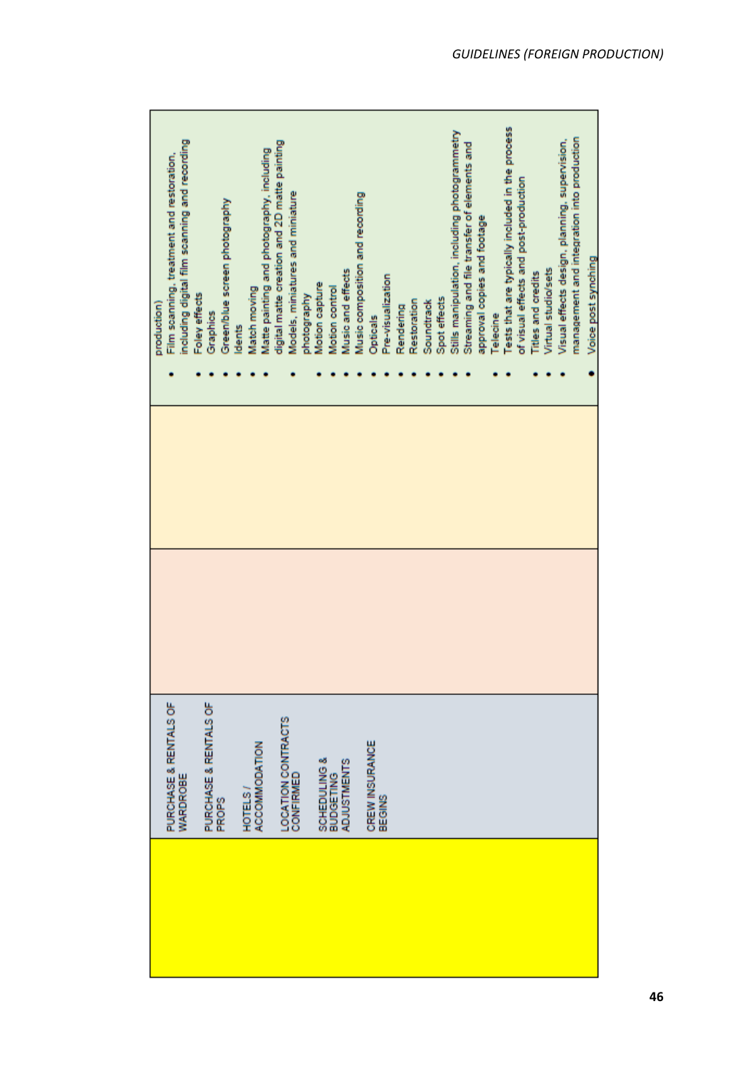| | | | | |
|---|---|---|---|---|
| | PURCHASE & RENTALS OF WARDROBE<br><br>PURCHASE & RENTALS OF PROPS<br><br>HOTELS / ACCOMMODATION<br><br>LOCATION CONTRACTS CONFIRMED<br><br>SCHEDULING & BUDGETING ADJUSTMENTS<br><br>CREW INSURANCE BEGINS | | | production)<br>• Film scanning, treatment and restoration, including digital film scanning and recording<br>• Foley effects<br>• Graphics<br>• Green/blue screen photography<br>• Idents<br>• Match moving<br>• Matte painting and photography, including digital matte creation and 2D matte painting<br>• Models, miniatures and miniature photography<br>• Motion capture<br>• Motion control<br>• Music and effects<br>• Music composition and recording<br>• Opticals<br>• Pre-visualization<br>• Rendering<br>• Restoration<br>• Soundtrack<br>• Spot effects<br>• Stills manipulation, including photogrammetry<br>• Streaming and file transfer of elements and approval copies and footage<br>• Telecine<br>• Tests that are typically included in the process of visual effects and post-production<br>• Titles and credits<br>• Virtual studio/sets<br>• Visual effects design, planning, supervision, management and integration into production<br>• Voice post synching |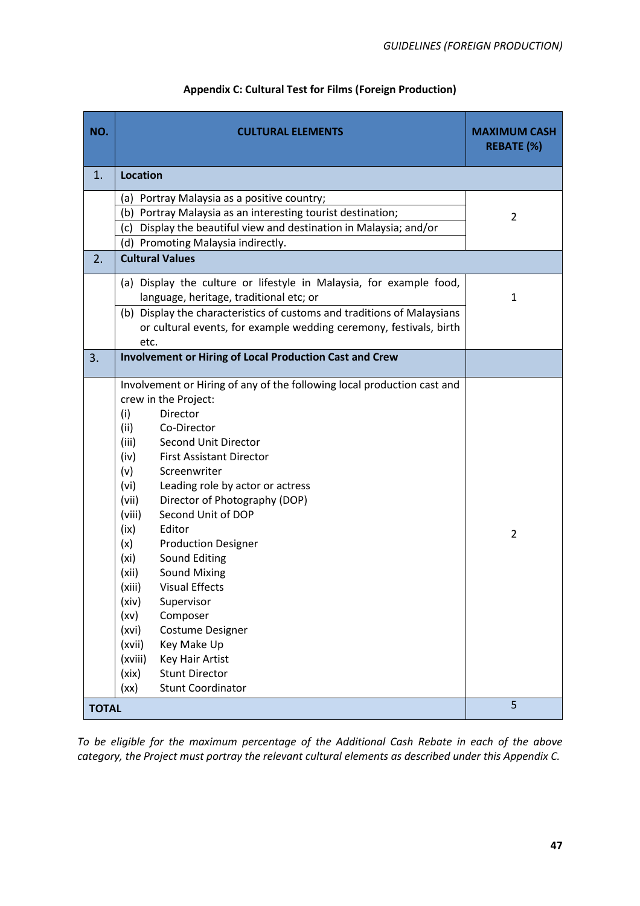## Appendix C: Cultural Test for Films (Foreign Production)

| NO. | CULTURAL ELEMENTS | MAXIMUM CASH REBATE (%) |
|---|---|---|
| 1. | **Location** | |
| | (a) Portray Malaysia as a positive country;<br>(b) Portray Malaysia as an interesting tourist destination;<br>(c) Display the beautiful view and destination in Malaysia; and/or<br>(d) Promoting Malaysia indirectly. | 2 |
| 2. | **Cultural Values** | |
| | (a) Display the culture or lifestyle in Malaysia, for example food, language, heritage, traditional etc; or<br>(b) Display the characteristics of customs and traditions of Malaysians or cultural events, for example wedding ceremony, festivals, birth etc. | 1 |
| 3. | **Involvement or Hiring of Local Production Cast and Crew** | |
| | Involvement or Hiring of any of the following local production cast and crew in the Project:<br>(i) Director<br>(ii) Co-Director<br>(iii) Second Unit Director<br>(iv) First Assistant Director<br>(v) Screenwriter<br>(vi) Leading role by actor or actress<br>(vii) Director of Photography (DOP)<br>(viii) Second Unit of DOP<br>(ix) Editor<br>(x) Production Designer<br>(xi) Sound Editing<br>(xii) Sound Mixing<br>(xiii) Visual Effects<br>(xiv) Supervisor<br>(xv) Composer<br>(xvi) Costume Designer<br>(xvii) Key Make Up<br>(xviii) Key Hair Artist<br>(xix) Stunt Director<br>(xx) Stunt Coordinator | 2 |
| **TOTAL** | | 5 |

*To be eligible for the maximum percentage of the Additional Cash Rebate in each of the above category, the Project must portray the relevant cultural elements as described under this Appendix C.*